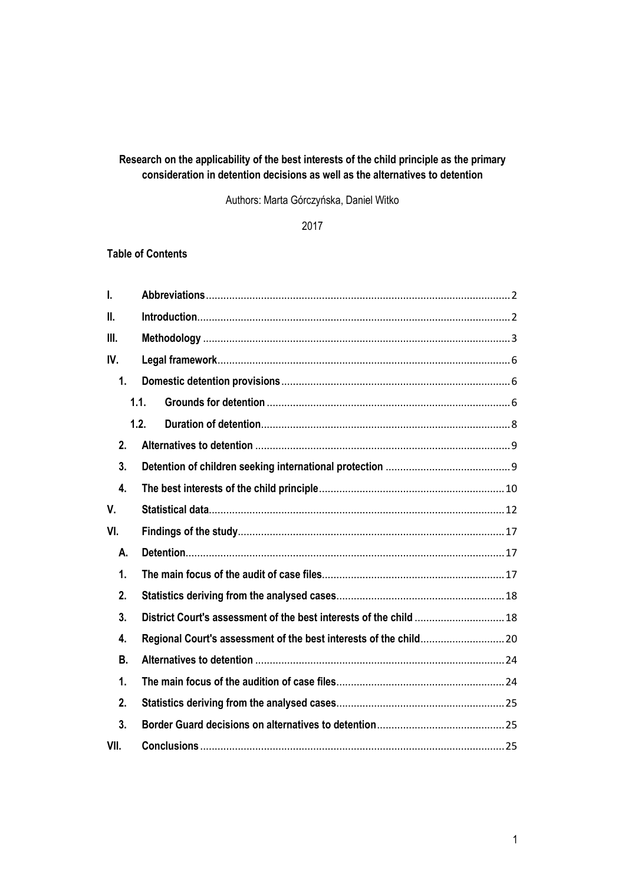**Research on the applicability of the best interests of the child principle as the primary consideration in detention decisions as well as the alternatives to detention**

Authors: Marta Górczyńska, Daniel Witko

2017

**Table of Contents**

| | | |
|---|---|---|
| **I.** | **Abbreviations** | 2 |
| **II.** | **Introduction** | 2 |
| **III.** | **Methodology** | 3 |
| **IV.** | **Legal framework** | 6 |
| **1.** | **Domestic detention provisions** | 6 |
| **1.1.** | **Grounds for detention** | 6 |
| **1.2.** | **Duration of detention** | 8 |
| **2.** | **Alternatives to detention** | 9 |
| **3.** | **Detention of children seeking international protection** | 9 |
| **4.** | **The best interests of the child principle** | 10 |
| **V.** | **Statistical data** | 12 |
| **VI.** | **Findings of the study** | 17 |
| **A.** | **Detention** | 17 |
| **1.** | **The main focus of the audit of case files** | 17 |
| **2.** | **Statistics deriving from the analysed cases** | 18 |
| **3.** | **District Court's assessment of the best interests of the child** | 18 |
| **4.** | **Regional Court's assessment of the best interests of the child** | 20 |
| **B.** | **Alternatives to detention** | 24 |
| **1.** | **The main focus of the audition of case files** | 24 |
| **2.** | **Statistics deriving from the analysed cases** | 25 |
| **3.** | **Border Guard decisions on alternatives to detention** | 25 |
| **VII.** | **Conclusions** | 25 |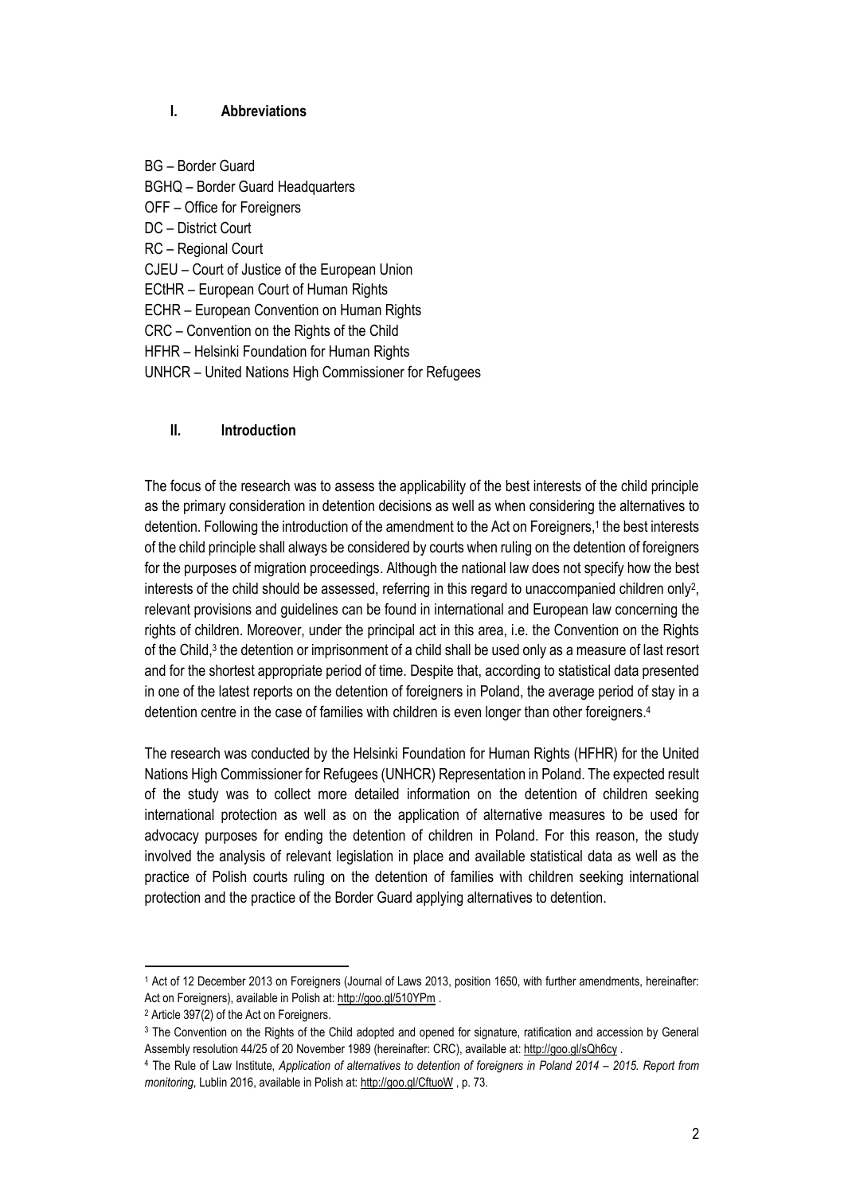## I. Abbreviations

BG – Border Guard  
BGHQ – Border Guard Headquarters  
OFF – Office for Foreigners  
DC – District Court  
RC – Regional Court  
CJEU – Court of Justice of the European Union  
ECtHR – European Court of Human Rights  
ECHR – European Convention on Human Rights  
CRC – Convention on the Rights of the Child  
HFHR – Helsinki Foundation for Human Rights  
UNHCR – United Nations High Commissioner for Refugees

## II. Introduction

The focus of the research was to assess the applicability of the best interests of the child principle as the primary consideration in detention decisions as well as when considering the alternatives to detention. Following the introduction of the amendment to the Act on Foreigners,[1] the best interests of the child principle shall always be considered by courts when ruling on the detention of foreigners for the purposes of migration proceedings. Although the national law does not specify how the best interests of the child should be assessed, referring in this regard to unaccompanied children only[2], relevant provisions and guidelines can be found in international and European law concerning the rights of children. Moreover, under the principal act in this area, i.e. the Convention on the Rights of the Child,[3] the detention or imprisonment of a child shall be used only as a measure of last resort and for the shortest appropriate period of time. Despite that, according to statistical data presented in one of the latest reports on the detention of foreigners in Poland, the average period of stay in a detention centre in the case of families with children is even longer than other foreigners.[4]

The research was conducted by the Helsinki Foundation for Human Rights (HFHR) for the United Nations High Commissioner for Refugees (UNHCR) Representation in Poland. The expected result of the study was to collect more detailed information on the detention of children seeking international protection as well as on the application of alternative measures to be used for advocacy purposes for ending the detention of children in Poland. For this reason, the study involved the analysis of relevant legislation in place and available statistical data as well as the practice of Polish courts ruling on the detention of families with children seeking international protection and the practice of the Border Guard applying alternatives to detention.

---

[1] Act of 12 December 2013 on Foreigners (Journal of Laws 2013, position 1650, with further amendments, hereinafter: Act on Foreigners), available in Polish at: http://goo.gl/510YPm .

[2] Article 397(2) of the Act on Foreigners.

[3] The Convention on the Rights of the Child adopted and opened for signature, ratification and accession by General Assembly resolution 44/25 of 20 November 1989 (hereinafter: CRC), available at: http://goo.gl/sQh6cy .

[4] The Rule of Law Institute, *Application of alternatives to detention of foreigners in Poland 2014 – 2015. Report from monitoring*, Lublin 2016, available in Polish at: http://goo.gl/CftuoW , p. 73.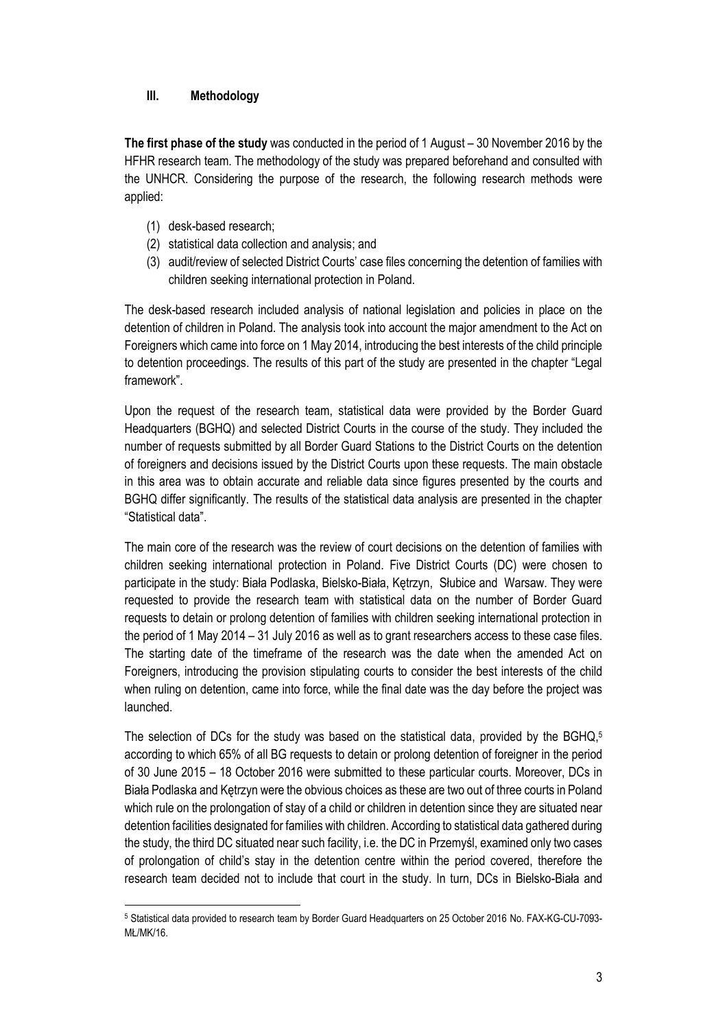## III. Methodology

**The first phase of the study** was conducted in the period of 1 August – 30 November 2016 by the HFHR research team. The methodology of the study was prepared beforehand and consulted with the UNHCR. Considering the purpose of the research, the following research methods were applied:

(1) desk-based research;
(2) statistical data collection and analysis; and
(3) audit/review of selected District Courts' case files concerning the detention of families with children seeking international protection in Poland.

The desk-based research included analysis of national legislation and policies in place on the detention of children in Poland. The analysis took into account the major amendment to the Act on Foreigners which came into force on 1 May 2014, introducing the best interests of the child principle to detention proceedings. The results of this part of the study are presented in the chapter "Legal framework".

Upon the request of the research team, statistical data were provided by the Border Guard Headquarters (BGHQ) and selected District Courts in the course of the study. They included the number of requests submitted by all Border Guard Stations to the District Courts on the detention of foreigners and decisions issued by the District Courts upon these requests. The main obstacle in this area was to obtain accurate and reliable data since figures presented by the courts and BGHQ differ significantly. The results of the statistical data analysis are presented in the chapter "Statistical data".

The main core of the research was the review of court decisions on the detention of families with children seeking international protection in Poland. Five District Courts (DC) were chosen to participate in the study: Biała Podlaska, Bielsko-Biała, Kętrzyn, Słubice and Warsaw. They were requested to provide the research team with statistical data on the number of Border Guard requests to detain or prolong detention of families with children seeking international protection in the period of 1 May 2014 – 31 July 2016 as well as to grant researchers access to these case files. The starting date of the timeframe of the research was the date when the amended Act on Foreigners, introducing the provision stipulating courts to consider the best interests of the child when ruling on detention, came into force, while the final date was the day before the project was launched.

The selection of DCs for the study was based on the statistical data, provided by the BGHQ,[5] according to which 65% of all BG requests to detain or prolong detention of foreigner in the period of 30 June 2015 – 18 October 2016 were submitted to these particular courts. Moreover, DCs in Biała Podlaska and Kętrzyn were the obvious choices as these are two out of three courts in Poland which rule on the prolongation of stay of a child or children in detention since they are situated near detention facilities designated for families with children. According to statistical data gathered during the study, the third DC situated near such facility, i.e. the DC in Przemyśl, examined only two cases of prolongation of child's stay in the detention centre within the period covered, therefore the research team decided not to include that court in the study. In turn, DCs in Bielsko-Biała and

[5] Statistical data provided to research team by Border Guard Headquarters on 25 October 2016 No. FAX-KG-CU-7093-MŁ/MK/16.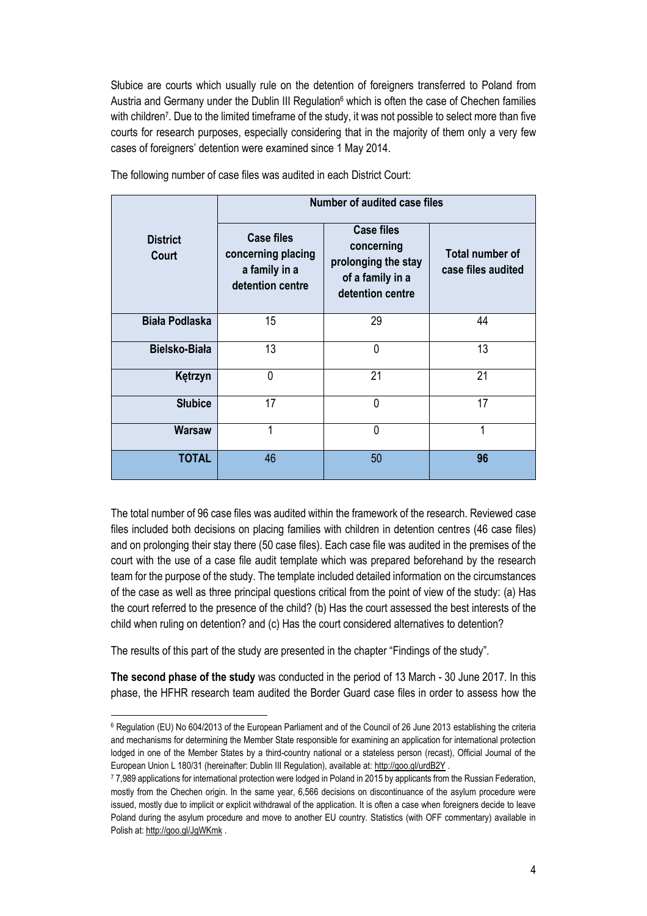Słubice are courts which usually rule on the detention of foreigners transferred to Poland from Austria and Germany under the Dublin III Regulation[6] which is often the case of Chechen families with children[7]. Due to the limited timeframe of the study, it was not possible to select more than five courts for research purposes, especially considering that in the majority of them only a very few cases of foreigners' detention were examined since 1 May 2014.

The following number of case files was audited in each District Court:

| District Court | Number of audited case files | | |
|---|---|---|---|
| | Case files concerning placing a family in a detention centre | Case files concerning prolonging the stay of a family in a detention centre | Total number of case files audited |
| Biała Podlaska | 15 | 29 | 44 |
| Bielsko-Biała | 13 | 0 | 13 |
| Kętrzyn | 0 | 21 | 21 |
| Słubice | 17 | 0 | 17 |
| Warsaw | 1 | 0 | 1 |
| **TOTAL** | 46 | 50 | **96** |

The total number of 96 case files was audited within the framework of the research. Reviewed case files included both decisions on placing families with children in detention centres (46 case files) and on prolonging their stay there (50 case files). Each case file was audited in the premises of the court with the use of a case file audit template which was prepared beforehand by the research team for the purpose of the study. The template included detailed information on the circumstances of the case as well as three principal questions critical from the point of view of the study: (a) Has the court referred to the presence of the child? (b) Has the court assessed the best interests of the child when ruling on detention? and (c) Has the court considered alternatives to detention?

The results of this part of the study are presented in the chapter "Findings of the study".

**The second phase of the study** was conducted in the period of 13 March - 30 June 2017. In this phase, the HFHR research team audited the Border Guard case files in order to assess how the

---

[6] Regulation (EU) No 604/2013 of the European Parliament and of the Council of 26 June 2013 establishing the criteria and mechanisms for determining the Member State responsible for examining an application for international protection lodged in one of the Member States by a third-country national or a stateless person (recast), Official Journal of the European Union L 180/31 (hereinafter: Dublin III Regulation), available at: http://goo.gl/urdB2Y .

[7] 7,989 applications for international protection were lodged in Poland in 2015 by applicants from the Russian Federation, mostly from the Chechen origin. In the same year, 6,566 decisions on discontinuance of the asylum procedure were issued, mostly due to implicit or explicit withdrawal of the application. It is often a case when foreigners decide to leave Poland during the asylum procedure and move to another EU country. Statistics (with OFF commentary) available in Polish at: http://goo.gl/JgWKmk .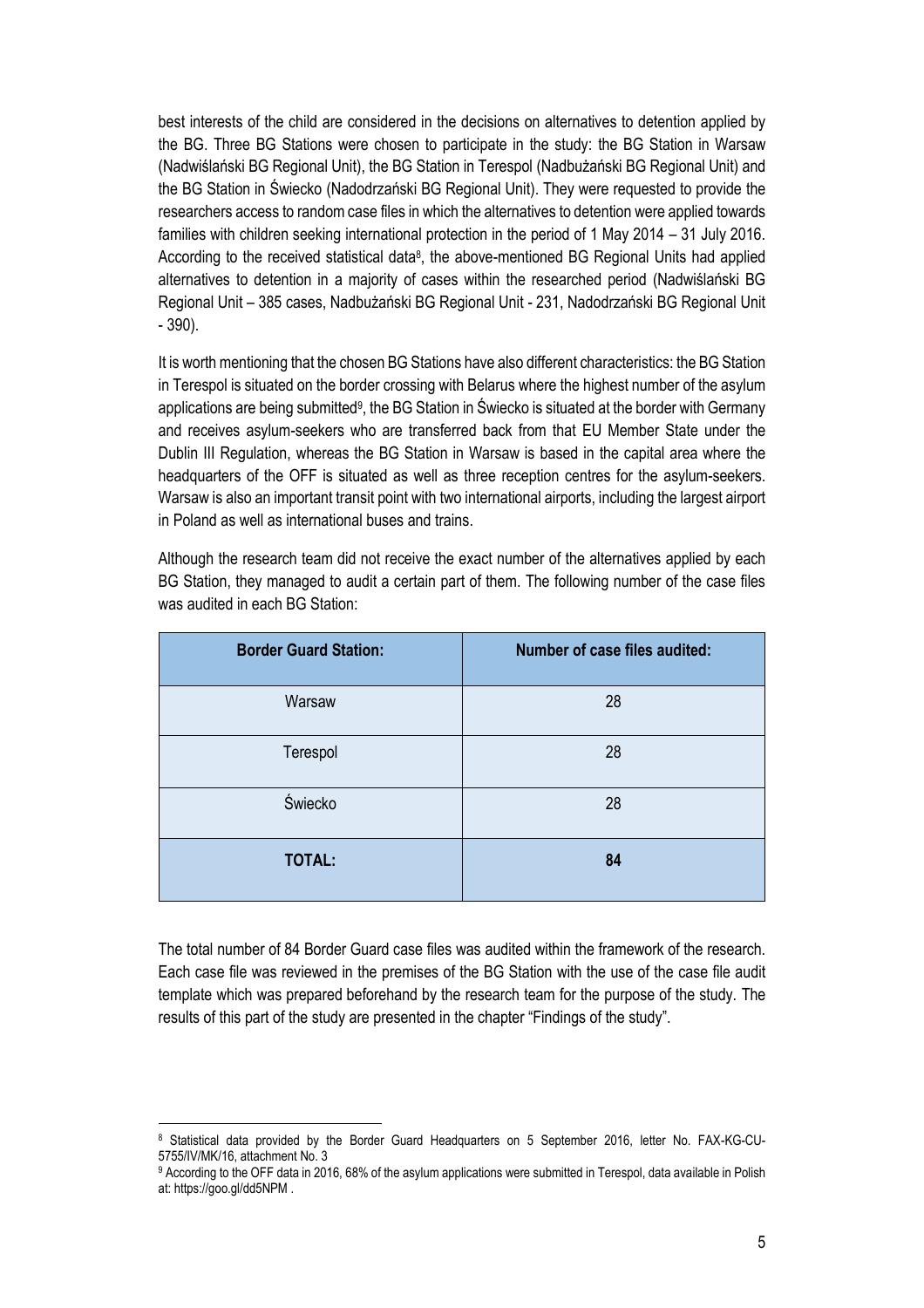best interests of the child are considered in the decisions on alternatives to detention applied by the BG. Three BG Stations were chosen to participate in the study: the BG Station in Warsaw (Nadwiślański BG Regional Unit), the BG Station in Terespol (Nadbużański BG Regional Unit) and the BG Station in Świecko (Nadodrzański BG Regional Unit). They were requested to provide the researchers access to random case files in which the alternatives to detention were applied towards families with children seeking international protection in the period of 1 May 2014 – 31 July 2016. According to the received statistical data[8], the above-mentioned BG Regional Units had applied alternatives to detention in a majority of cases within the researched period (Nadwiślański BG Regional Unit – 385 cases, Nadbużański BG Regional Unit - 231, Nadodrzański BG Regional Unit - 390).

It is worth mentioning that the chosen BG Stations have also different characteristics: the BG Station in Terespol is situated on the border crossing with Belarus where the highest number of the asylum applications are being submitted[9], the BG Station in Świecko is situated at the border with Germany and receives asylum-seekers who are transferred back from that EU Member State under the Dublin III Regulation, whereas the BG Station in Warsaw is based in the capital area where the headquarters of the OFF is situated as well as three reception centres for the asylum-seekers. Warsaw is also an important transit point with two international airports, including the largest airport in Poland as well as international buses and trains.

Although the research team did not receive the exact number of the alternatives applied by each BG Station, they managed to audit a certain part of them. The following number of the case files was audited in each BG Station:

| Border Guard Station: | Number of case files audited: |
|---|---|
| Warsaw | 28 |
| Terespol | 28 |
| Świecko | 28 |
| **TOTAL:** | **84** |

The total number of 84 Border Guard case files was audited within the framework of the research. Each case file was reviewed in the premises of the BG Station with the use of the case file audit template which was prepared beforehand by the research team for the purpose of the study. The results of this part of the study are presented in the chapter "Findings of the study".

[8] Statistical data provided by the Border Guard Headquarters on 5 September 2016, letter No. FAX-KG-CU-5755/IV/MK/16, attachment No. 3

[9] According to the OFF data in 2016, 68% of the asylum applications were submitted in Terespol, data available in Polish at: https://goo.gl/dd5NPM .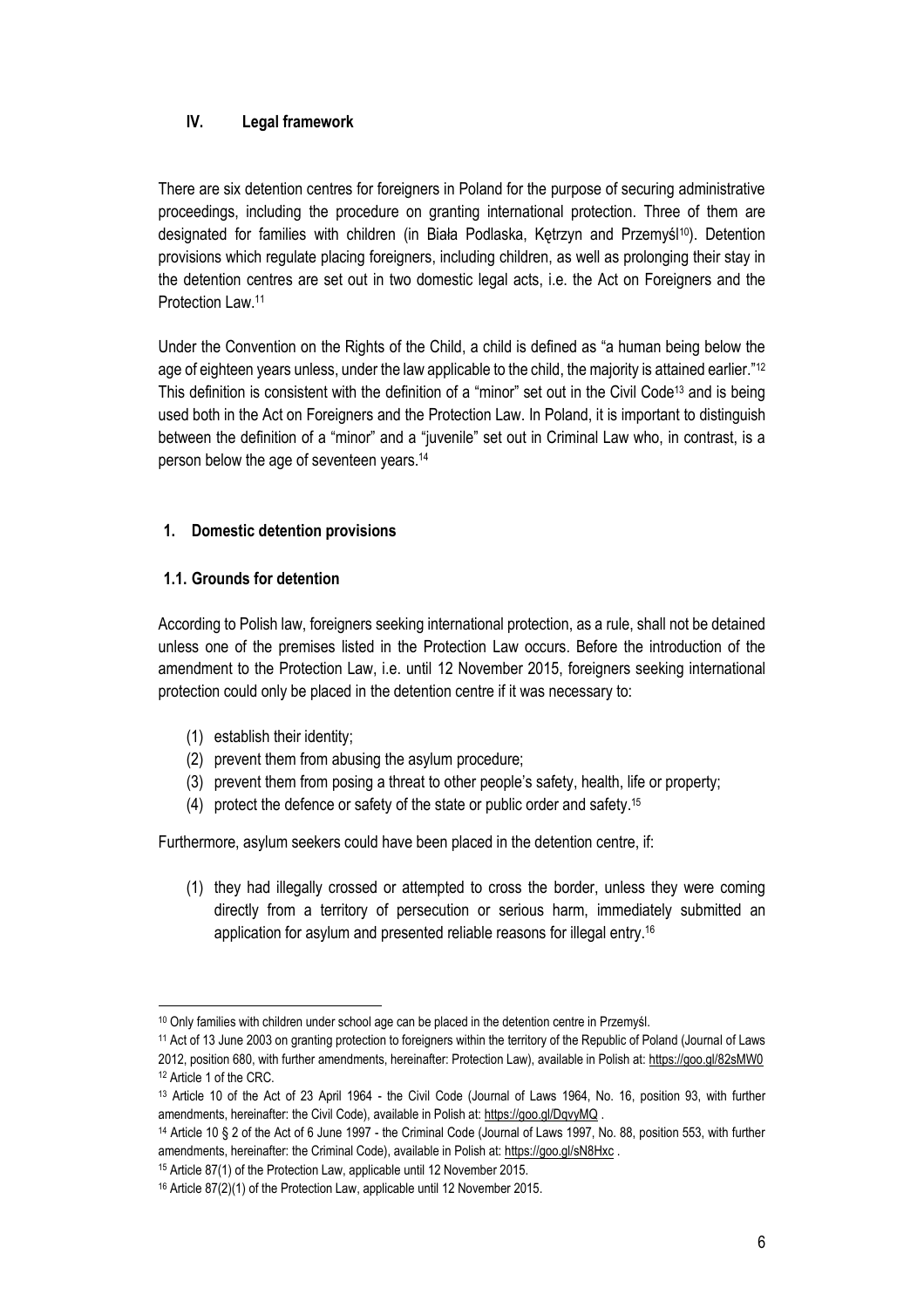## IV. Legal framework

There are six detention centres for foreigners in Poland for the purpose of securing administrative proceedings, including the procedure on granting international protection. Three of them are designated for families with children (in Biała Podlaska, Kętrzyn and Przemyśl[10]). Detention provisions which regulate placing foreigners, including children, as well as prolonging their stay in the detention centres are set out in two domestic legal acts, i.e. the Act on Foreigners and the Protection Law.[11]

Under the Convention on the Rights of the Child, a child is defined as "a human being below the age of eighteen years unless, under the law applicable to the child, the majority is attained earlier."[12] This definition is consistent with the definition of a "minor" set out in the Civil Code[13] and is being used both in the Act on Foreigners and the Protection Law. In Poland, it is important to distinguish between the definition of a "minor" and a "juvenile" set out in Criminal Law who, in contrast, is a person below the age of seventeen years.[14]

### 1. Domestic detention provisions

#### 1.1. Grounds for detention

According to Polish law, foreigners seeking international protection, as a rule, shall not be detained unless one of the premises listed in the Protection Law occurs. Before the introduction of the amendment to the Protection Law, i.e. until 12 November 2015, foreigners seeking international protection could only be placed in the detention centre if it was necessary to:

(1) establish their identity;
(2) prevent them from abusing the asylum procedure;
(3) prevent them from posing a threat to other people's safety, health, life or property;
(4) protect the defence or safety of the state or public order and safety.[15]

Furthermore, asylum seekers could have been placed in the detention centre, if:

(1) they had illegally crossed or attempted to cross the border, unless they were coming directly from a territory of persecution or serious harm, immediately submitted an application for asylum and presented reliable reasons for illegal entry.[16]

---

[10] Only families with children under school age can be placed in the detention centre in Przemyśl.

[11] Act of 13 June 2003 on granting protection to foreigners within the territory of the Republic of Poland (Journal of Laws 2012, position 680, with further amendments, hereinafter: Protection Law), available in Polish at: https://goo.gl/82sMW0

[12] Article 1 of the CRC.

[13] Article 10 of the Act of 23 April 1964 - the Civil Code (Journal of Laws 1964, No. 16, position 93, with further amendments, hereinafter: the Civil Code), available in Polish at: https://goo.gl/DqvyMQ .

[14] Article 10 § 2 of the Act of 6 June 1997 - the Criminal Code (Journal of Laws 1997, No. 88, position 553, with further amendments, hereinafter: the Criminal Code), available in Polish at: https://goo.gl/sN8Hxc .

[15] Article 87(1) of the Protection Law, applicable until 12 November 2015.

[16] Article 87(2)(1) of the Protection Law, applicable until 12 November 2015.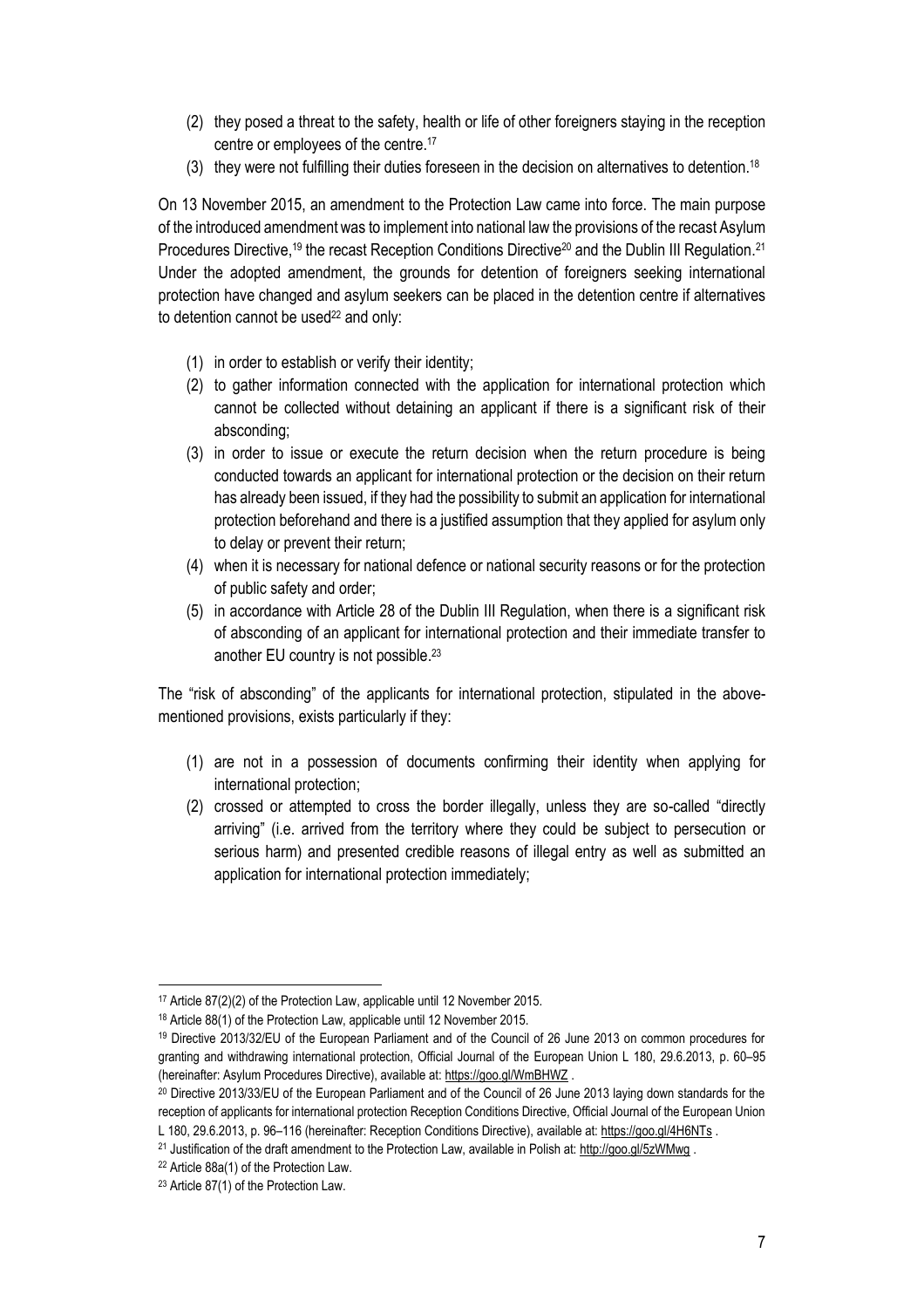(2) they posed a threat to the safety, health or life of other foreigners staying in the reception centre or employees of the centre.[17]

(3) they were not fulfilling their duties foreseen in the decision on alternatives to detention.[18]

On 13 November 2015, an amendment to the Protection Law came into force. The main purpose of the introduced amendment was to implement into national law the provisions of the recast Asylum Procedures Directive,[19] the recast Reception Conditions Directive[20] and the Dublin III Regulation.[21] Under the adopted amendment, the grounds for detention of foreigners seeking international protection have changed and asylum seekers can be placed in the detention centre if alternatives to detention cannot be used[22] and only:

(1) in order to establish or verify their identity;

(2) to gather information connected with the application for international protection which cannot be collected without detaining an applicant if there is a significant risk of their absconding;

(3) in order to issue or execute the return decision when the return procedure is being conducted towards an applicant for international protection or the decision on their return has already been issued, if they had the possibility to submit an application for international protection beforehand and there is a justified assumption that they applied for asylum only to delay or prevent their return;

(4) when it is necessary for national defence or national security reasons or for the protection of public safety and order;

(5) in accordance with Article 28 of the Dublin III Regulation, when there is a significant risk of absconding of an applicant for international protection and their immediate transfer to another EU country is not possible.[23]

The "risk of absconding" of the applicants for international protection, stipulated in the above-mentioned provisions, exists particularly if they:

(1) are not in a possession of documents confirming their identity when applying for international protection;

(2) crossed or attempted to cross the border illegally, unless they are so-called "directly arriving" (i.e. arrived from the territory where they could be subject to persecution or serious harm) and presented credible reasons of illegal entry as well as submitted an application for international protection immediately;

---

[17] Article 87(2)(2) of the Protection Law, applicable until 12 November 2015.

[18] Article 88(1) of the Protection Law, applicable until 12 November 2015.

[19] Directive 2013/32/EU of the European Parliament and of the Council of 26 June 2013 on common procedures for granting and withdrawing international protection, Official Journal of the European Union L 180, 29.6.2013, p. 60–95 (hereinafter: Asylum Procedures Directive), available at: https://goo.gl/WmBHWZ .

[20] Directive 2013/33/EU of the European Parliament and of the Council of 26 June 2013 laying down standards for the reception of applicants for international protection Reception Conditions Directive, Official Journal of the European Union L 180, 29.6.2013, p. 96–116 (hereinafter: Reception Conditions Directive), available at: https://goo.gl/4H6NTs .

[21] Justification of the draft amendment to the Protection Law, available in Polish at: http://goo.gl/5zWMwg .

[22] Article 88a(1) of the Protection Law.

[23] Article 87(1) of the Protection Law.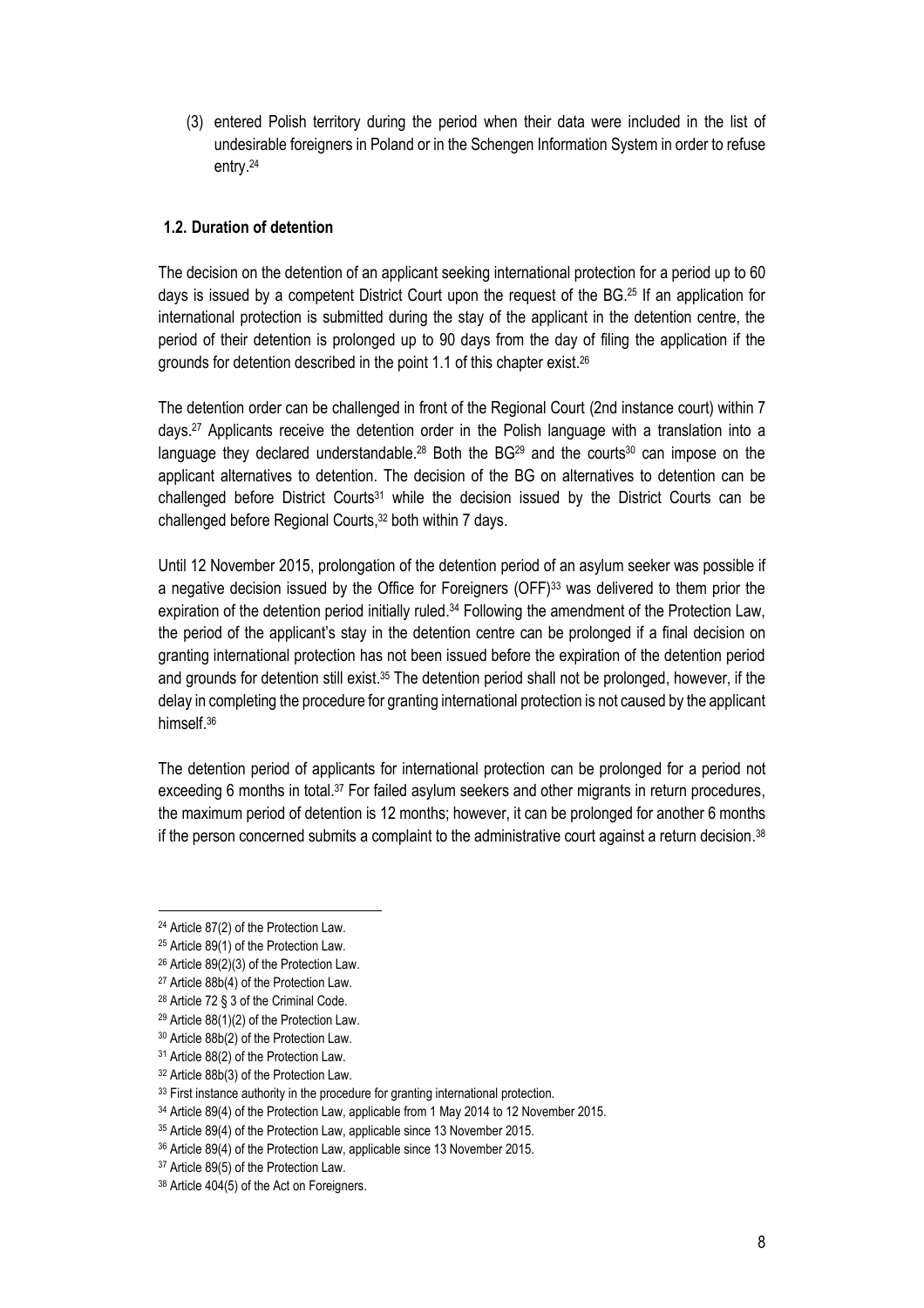(3) entered Polish territory during the period when their data were included in the list of undesirable foreigners in Poland or in the Schengen Information System in order to refuse entry.[24]

### 1.2. Duration of detention

The decision on the detention of an applicant seeking international protection for a period up to 60 days is issued by a competent District Court upon the request of the BG.[25] If an application for international protection is submitted during the stay of the applicant in the detention centre, the period of their detention is prolonged up to 90 days from the day of filing the application if the grounds for detention described in the point 1.1 of this chapter exist.[26]

The detention order can be challenged in front of the Regional Court (2nd instance court) within 7 days.[27] Applicants receive the detention order in the Polish language with a translation into a language they declared understandable.[28] Both the BG[29] and the courts[30] can impose on the applicant alternatives to detention. The decision of the BG on alternatives to detention can be challenged before District Courts[31] while the decision issued by the District Courts can be challenged before Regional Courts,[32] both within 7 days.

Until 12 November 2015, prolongation of the detention period of an asylum seeker was possible if a negative decision issued by the Office for Foreigners (OFF)[33] was delivered to them prior the expiration of the detention period initially ruled.[34] Following the amendment of the Protection Law, the period of the applicant's stay in the detention centre can be prolonged if a final decision on granting international protection has not been issued before the expiration of the detention period and grounds for detention still exist.[35] The detention period shall not be prolonged, however, if the delay in completing the procedure for granting international protection is not caused by the applicant himself.[36]

The detention period of applicants for international protection can be prolonged for a period not exceeding 6 months in total.[37] For failed asylum seekers and other migrants in return procedures, the maximum period of detention is 12 months; however, it can be prolonged for another 6 months if the person concerned submits a complaint to the administrative court against a return decision.[38]

---

[24] Article 87(2) of the Protection Law.

[25] Article 89(1) of the Protection Law.

[26] Article 89(2)(3) of the Protection Law.

[27] Article 88b(4) of the Protection Law.

[28] Article 72 § 3 of the Criminal Code.

[29] Article 88(1)(2) of the Protection Law.

[30] Article 88b(2) of the Protection Law.

[31] Article 88(2) of the Protection Law.

[32] Article 88b(3) of the Protection Law.

[33] First instance authority in the procedure for granting international protection.

[34] Article 89(4) of the Protection Law, applicable from 1 May 2014 to 12 November 2015.

[35] Article 89(4) of the Protection Law, applicable since 13 November 2015.

[36] Article 89(4) of the Protection Law, applicable since 13 November 2015.

[37] Article 89(5) of the Protection Law.

[38] Article 404(5) of the Act on Foreigners.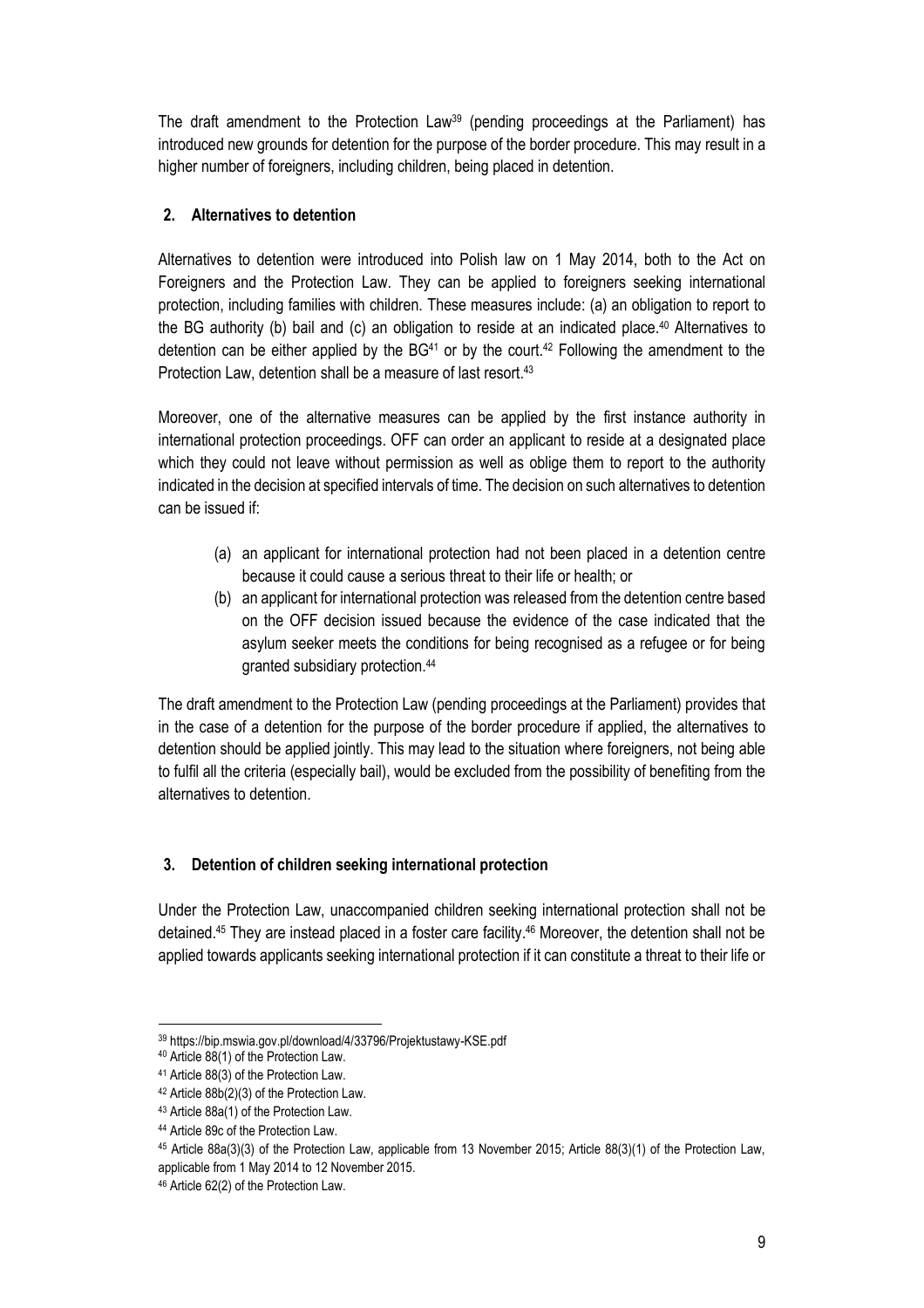The draft amendment to the Protection Law[39] (pending proceedings at the Parliament) has introduced new grounds for detention for the purpose of the border procedure. This may result in a higher number of foreigners, including children, being placed in detention.

## 2. Alternatives to detention

Alternatives to detention were introduced into Polish law on 1 May 2014, both to the Act on Foreigners and the Protection Law. They can be applied to foreigners seeking international protection, including families with children. These measures include: (a) an obligation to report to the BG authority (b) bail and (c) an obligation to reside at an indicated place.[40] Alternatives to detention can be either applied by the BG[41] or by the court.[42] Following the amendment to the Protection Law, detention shall be a measure of last resort.[43]

Moreover, one of the alternative measures can be applied by the first instance authority in international protection proceedings. OFF can order an applicant to reside at a designated place which they could not leave without permission as well as oblige them to report to the authority indicated in the decision at specified intervals of time. The decision on such alternatives to detention can be issued if:

(a) an applicant for international protection had not been placed in a detention centre because it could cause a serious threat to their life or health; or

(b) an applicant for international protection was released from the detention centre based on the OFF decision issued because the evidence of the case indicated that the asylum seeker meets the conditions for being recognised as a refugee or for being granted subsidiary protection.[44]

The draft amendment to the Protection Law (pending proceedings at the Parliament) provides that in the case of a detention for the purpose of the border procedure if applied, the alternatives to detention should be applied jointly. This may lead to the situation where foreigners, not being able to fulfil all the criteria (especially bail), would be excluded from the possibility of benefiting from the alternatives to detention.

## 3. Detention of children seeking international protection

Under the Protection Law, unaccompanied children seeking international protection shall not be detained.[45] They are instead placed in a foster care facility.[46] Moreover, the detention shall not be applied towards applicants seeking international protection if it can constitute a threat to their life or

---

[39] https://bip.mswia.gov.pl/download/4/33796/Projektustawy-KSE.pdf

[40] Article 88(1) of the Protection Law.

[41] Article 88(3) of the Protection Law.

[42] Article 88b(2)(3) of the Protection Law.

[43] Article 88a(1) of the Protection Law.

[44] Article 89c of the Protection Law.

[45] Article 88a(3)(3) of the Protection Law, applicable from 13 November 2015; Article 88(3)(1) of the Protection Law, applicable from 1 May 2014 to 12 November 2015.

[46] Article 62(2) of the Protection Law.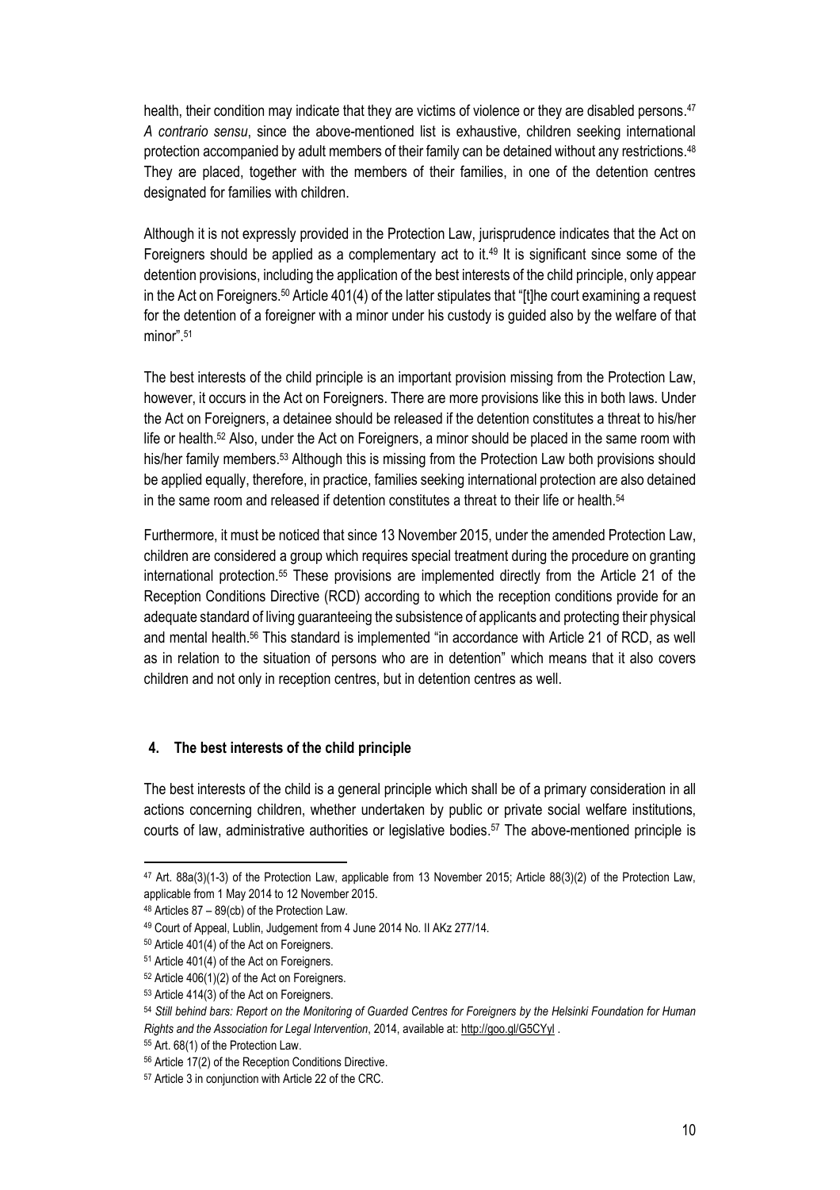health, their condition may indicate that they are victims of violence or they are disabled persons.[47] *A contrario sensu*, since the above-mentioned list is exhaustive, children seeking international protection accompanied by adult members of their family can be detained without any restrictions.[48] They are placed, together with the members of their families, in one of the detention centres designated for families with children.

Although it is not expressly provided in the Protection Law, jurisprudence indicates that the Act on Foreigners should be applied as a complementary act to it.[49] It is significant since some of the detention provisions, including the application of the best interests of the child principle, only appear in the Act on Foreigners.[50] Article 401(4) of the latter stipulates that "[t]he court examining a request for the detention of a foreigner with a minor under his custody is guided also by the welfare of that minor".[51]

The best interests of the child principle is an important provision missing from the Protection Law, however, it occurs in the Act on Foreigners. There are more provisions like this in both laws. Under the Act on Foreigners, a detainee should be released if the detention constitutes a threat to his/her life or health.[52] Also, under the Act on Foreigners, a minor should be placed in the same room with his/her family members.[53] Although this is missing from the Protection Law both provisions should be applied equally, therefore, in practice, families seeking international protection are also detained in the same room and released if detention constitutes a threat to their life or health.[54]

Furthermore, it must be noticed that since 13 November 2015, under the amended Protection Law, children are considered a group which requires special treatment during the procedure on granting international protection.[55] These provisions are implemented directly from the Article 21 of the Reception Conditions Directive (RCD) according to which the reception conditions provide for an adequate standard of living guaranteeing the subsistence of applicants and protecting their physical and mental health.[56] This standard is implemented "in accordance with Article 21 of RCD, as well as in relation to the situation of persons who are in detention" which means that it also covers children and not only in reception centres, but in detention centres as well.

## 4. The best interests of the child principle

The best interests of the child is a general principle which shall be of a primary consideration in all actions concerning children, whether undertaken by public or private social welfare institutions, courts of law, administrative authorities or legislative bodies.[57] The above-mentioned principle is

---

[47] Art. 88a(3)(1-3) of the Protection Law, applicable from 13 November 2015; Article 88(3)(2) of the Protection Law, applicable from 1 May 2014 to 12 November 2015.

[48] Articles 87 – 89(cb) of the Protection Law.

[49] Court of Appeal, Lublin, Judgement from 4 June 2014 No. II AKz 277/14.

[50] Article 401(4) of the Act on Foreigners.

[51] Article 401(4) of the Act on Foreigners.

[52] Article 406(1)(2) of the Act on Foreigners.

[53] Article 414(3) of the Act on Foreigners.

[54] *Still behind bars: Report on the Monitoring of Guarded Centres for Foreigners by the Helsinki Foundation for Human Rights and the Association for Legal Intervention*, 2014, available at: http://goo.gl/G5CYyl .

[55] Art. 68(1) of the Protection Law.

[56] Article 17(2) of the Reception Conditions Directive.

[57] Article 3 in conjunction with Article 22 of the CRC.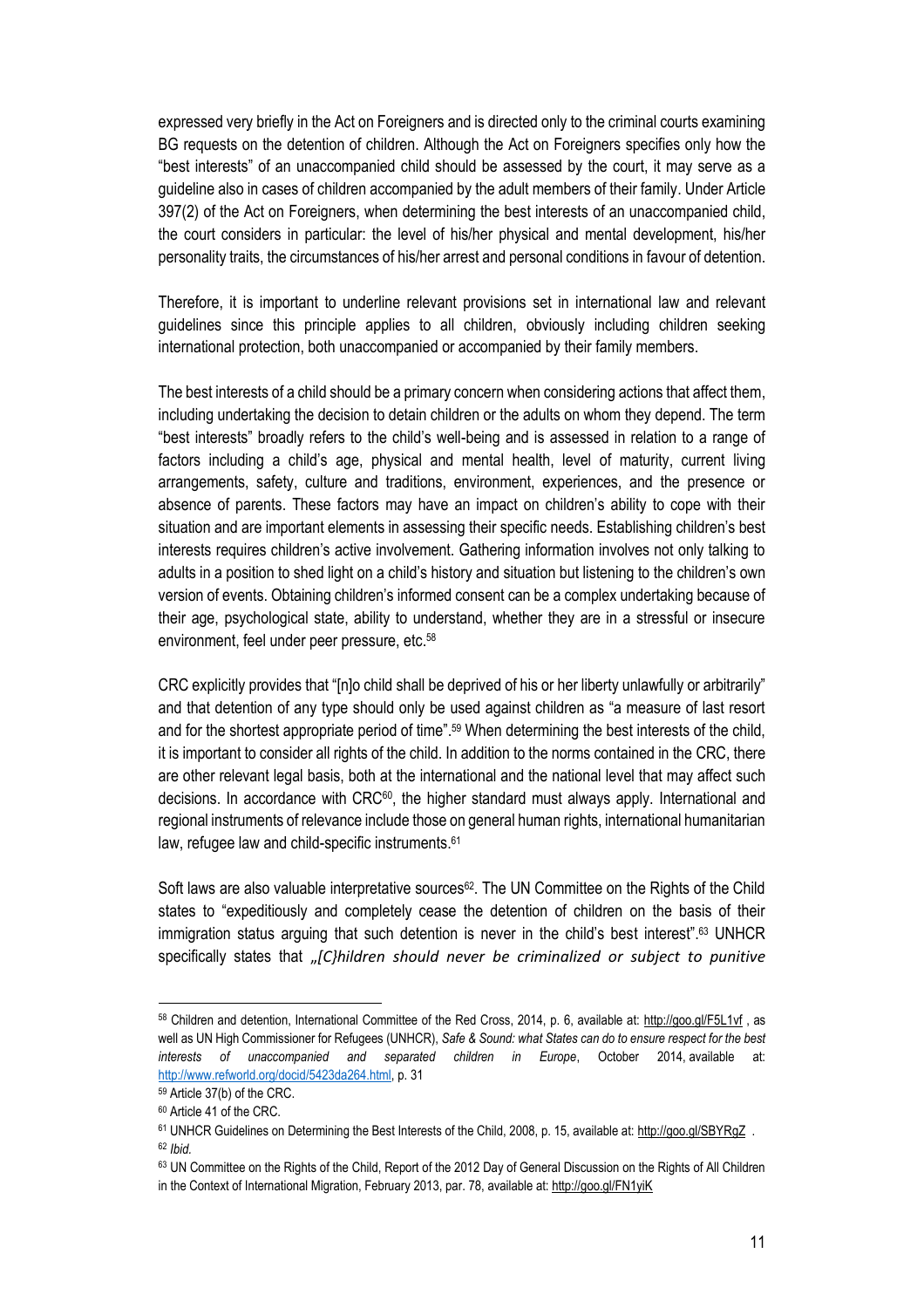expressed very briefly in the Act on Foreigners and is directed only to the criminal courts examining BG requests on the detention of children. Although the Act on Foreigners specifies only how the "best interests" of an unaccompanied child should be assessed by the court, it may serve as a guideline also in cases of children accompanied by the adult members of their family. Under Article 397(2) of the Act on Foreigners, when determining the best interests of an unaccompanied child, the court considers in particular: the level of his/her physical and mental development, his/her personality traits, the circumstances of his/her arrest and personal conditions in favour of detention.

Therefore, it is important to underline relevant provisions set in international law and relevant guidelines since this principle applies to all children, obviously including children seeking international protection, both unaccompanied or accompanied by their family members.

The best interests of a child should be a primary concern when considering actions that affect them, including undertaking the decision to detain children or the adults on whom they depend. The term "best interests" broadly refers to the child's well-being and is assessed in relation to a range of factors including a child's age, physical and mental health, level of maturity, current living arrangements, safety, culture and traditions, environment, experiences, and the presence or absence of parents. These factors may have an impact on children's ability to cope with their situation and are important elements in assessing their specific needs. Establishing children's best interests requires children's active involvement. Gathering information involves not only talking to adults in a position to shed light on a child's history and situation but listening to the children's own version of events. Obtaining children's informed consent can be a complex undertaking because of their age, psychological state, ability to understand, whether they are in a stressful or insecure environment, feel under peer pressure, etc.[58]

CRC explicitly provides that "[n]o child shall be deprived of his or her liberty unlawfully or arbitrarily" and that detention of any type should only be used against children as "a measure of last resort and for the shortest appropriate period of time".[59] When determining the best interests of the child, it is important to consider all rights of the child. In addition to the norms contained in the CRC, there are other relevant legal basis, both at the international and the national level that may affect such decisions. In accordance with CRC[60], the higher standard must always apply. International and regional instruments of relevance include those on general human rights, international humanitarian law, refugee law and child-specific instruments.[61]

Soft laws are also valuable interpretative sources[62]. The UN Committee on the Rights of the Child states to "expeditiously and completely cease the detention of children on the basis of their immigration status arguing that such detention is never in the child's best interest".[63] UNHCR specifically states that *„[C}hildren should never be criminalized or subject to punitive*

---

[58] Children and detention, International Committee of the Red Cross, 2014, p. 6, available at: http://goo.gl/F5L1vf , as well as UN High Commissioner for Refugees (UNHCR), *Safe & Sound: what States can do to ensure respect for the best interests of unaccompanied and separated children in Europe*, October 2014, available at: http://www.refworld.org/docid/5423da264.html, p. 31

[59] Article 37(b) of the CRC.

[60] Article 41 of the CRC.

[61] UNHCR Guidelines on Determining the Best Interests of the Child, 2008, p. 15, available at: http://goo.gl/SBYRgZ .

[62] *Ibid.*

[63] UN Committee on the Rights of the Child, Report of the 2012 Day of General Discussion on the Rights of All Children in the Context of International Migration, February 2013, par. 78, available at: http://goo.gl/FN1yiK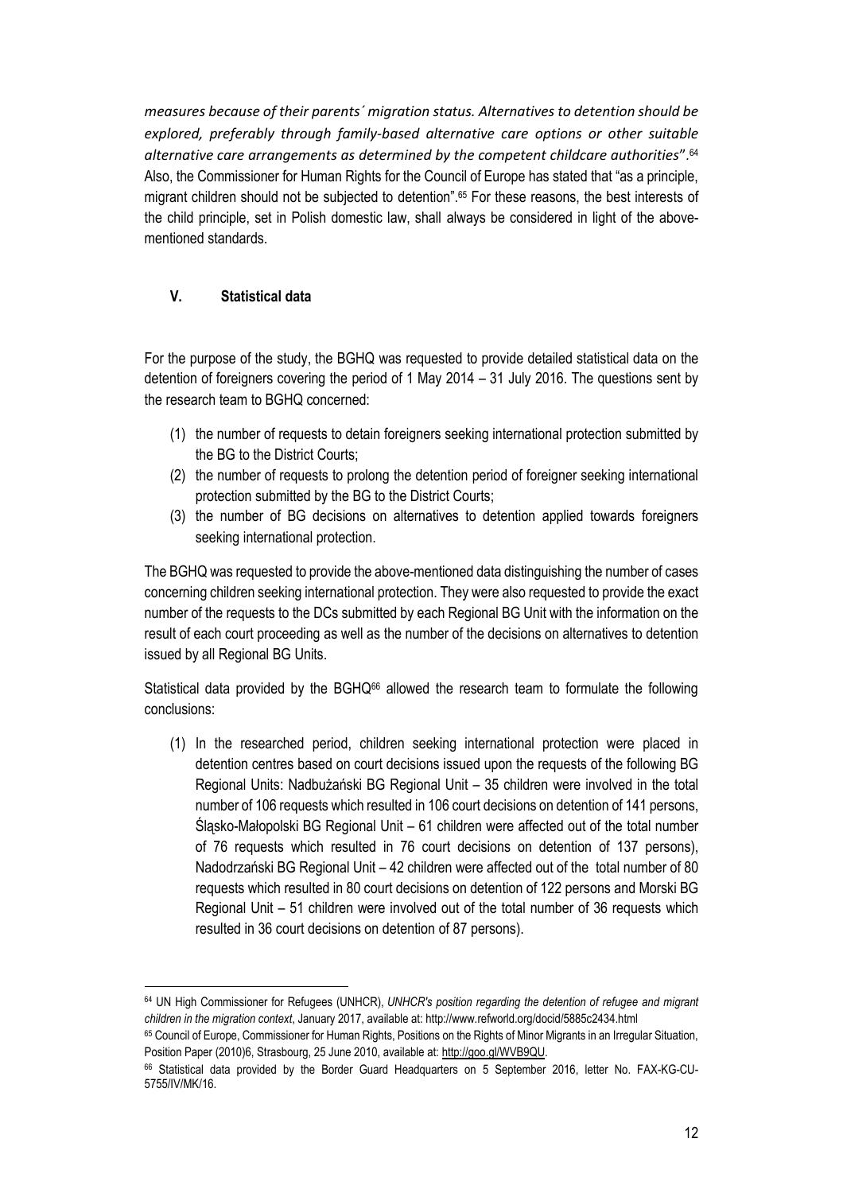*measures because of their parents´ migration status. Alternatives to detention should be explored, preferably through family-based alternative care options or other suitable alternative care arrangements as determined by the competent childcare authorities*".[64] Also, the Commissioner for Human Rights for the Council of Europe has stated that "as a principle, migrant children should not be subjected to detention".[65] For these reasons, the best interests of the child principle, set in Polish domestic law, shall always be considered in light of the above-mentioned standards.

## V. Statistical data

For the purpose of the study, the BGHQ was requested to provide detailed statistical data on the detention of foreigners covering the period of 1 May 2014 – 31 July 2016. The questions sent by the research team to BGHQ concerned:

1. the number of requests to detain foreigners seeking international protection submitted by the BG to the District Courts;
2. the number of requests to prolong the detention period of foreigner seeking international protection submitted by the BG to the District Courts;
3. the number of BG decisions on alternatives to detention applied towards foreigners seeking international protection.

The BGHQ was requested to provide the above-mentioned data distinguishing the number of cases concerning children seeking international protection. They were also requested to provide the exact number of the requests to the DCs submitted by each Regional BG Unit with the information on the result of each court proceeding as well as the number of the decisions on alternatives to detention issued by all Regional BG Units.

Statistical data provided by the BGHQ[66] allowed the research team to formulate the following conclusions:

1. In the researched period, children seeking international protection were placed in detention centres based on court decisions issued upon the requests of the following BG Regional Units: Nadbużański BG Regional Unit – 35 children were involved in the total number of 106 requests which resulted in 106 court decisions on detention of 141 persons, Śląsko-Małopolski BG Regional Unit – 61 children were affected out of the total number of 76 requests which resulted in 76 court decisions on detention of 137 persons), Nadodrzański BG Regional Unit – 42 children were affected out of the total number of 80 requests which resulted in 80 court decisions on detention of 122 persons and Morski BG Regional Unit – 51 children were involved out of the total number of 36 requests which resulted in 36 court decisions on detention of 87 persons).

---

[64] UN High Commissioner for Refugees (UNHCR), *UNHCR's position regarding the detention of refugee and migrant children in the migration context*, January 2017, available at: http://www.refworld.org/docid/5885c2434.html

[65] Council of Europe, Commissioner for Human Rights, Positions on the Rights of Minor Migrants in an Irregular Situation, Position Paper (2010)6, Strasbourg, 25 June 2010, available at: http://goo.gl/WVB9QU.

[66] Statistical data provided by the Border Guard Headquarters on 5 September 2016, letter No. FAX-KG-CU-5755/IV/MK/16.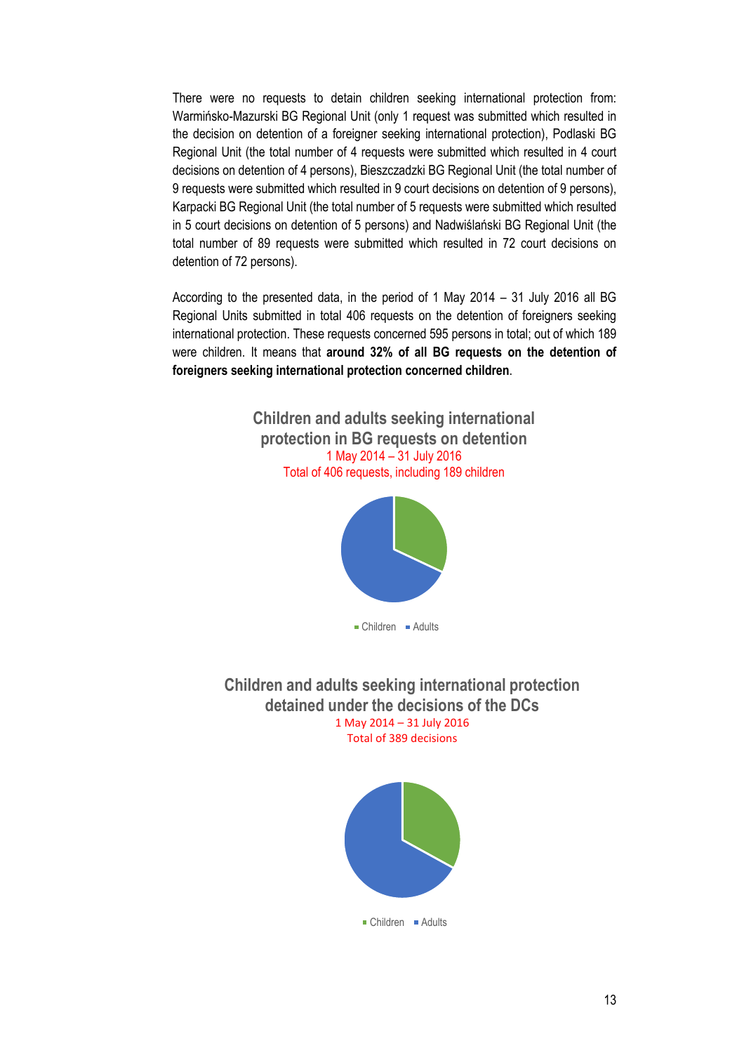There were no requests to detain children seeking international protection from: Warmińsko-Mazurski BG Regional Unit (only 1 request was submitted which resulted in the decision on detention of a foreigner seeking international protection), Podlaski BG Regional Unit (the total number of 4 requests were submitted which resulted in 4 court decisions on detention of 4 persons), Bieszczadzki BG Regional Unit (the total number of 9 requests were submitted which resulted in 9 court decisions on detention of 9 persons), Karpacki BG Regional Unit (the total number of 5 requests were submitted which resulted in 5 court decisions on detention of 5 persons) and Nadwiślański BG Regional Unit (the total number of 89 requests were submitted which resulted in 72 court decisions on detention of 72 persons).

According to the presented data, in the period of 1 May 2014 – 31 July 2016 all BG Regional Units submitted in total 406 requests on the detention of foreigners seeking international protection. These requests concerned 595 persons in total; out of which 189 were children. It means that **around 32% of all BG requests on the detention of foreigners seeking international protection concerned children**.

**Children and adults seeking international protection in BG requests on detention**
1 May 2014 – 31 July 2016
Total of 406 requests, including 189 children

Children ■ Adults

**Children and adults seeking international protection detained under the decisions of the DCs**
1 May 2014 – 31 July 2016
Total of 389 decisions

Children ■ Adults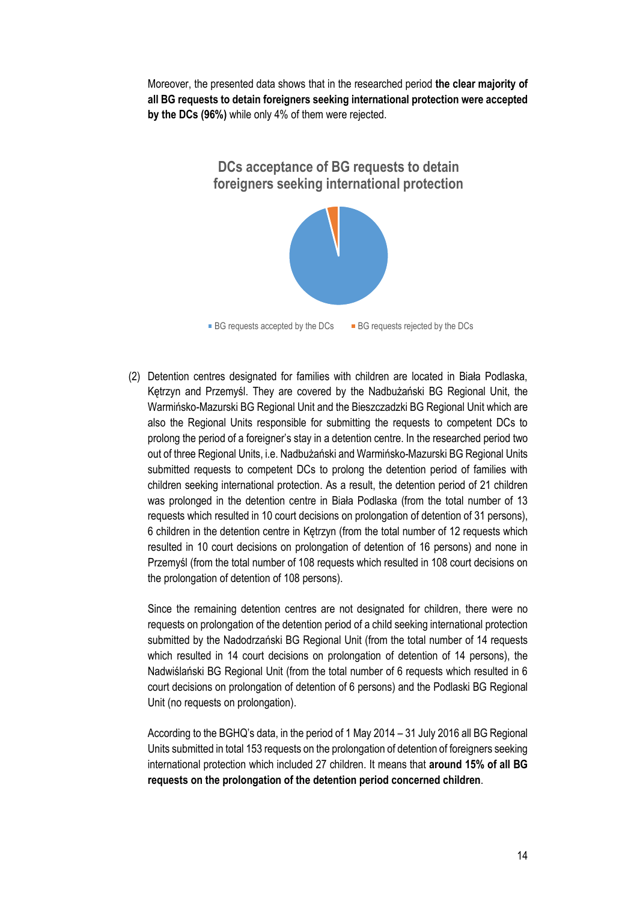Moreover, the presented data shows that in the researched period **the clear majority of all BG requests to detain foreigners seeking international protection were accepted by the DCs (96%)** while only 4% of them were rejected.

**DCs acceptance of BG requests to detain foreigners seeking international protection**

■ BG requests accepted by the DCs ■ BG requests rejected by the DCs

(2) Detention centres designated for families with children are located in Biała Podlaska, Kętrzyn and Przemyśl. They are covered by the Nadbużański BG Regional Unit, the Warmińsko-Mazurski BG Regional Unit and the Bieszczadzki BG Regional Unit which are also the Regional Units responsible for submitting the requests to competent DCs to prolong the period of a foreigner's stay in a detention centre. In the researched period two out of three Regional Units, i.e. Nadbużański and Warmińsko-Mazurski BG Regional Units submitted requests to competent DCs to prolong the detention period of families with children seeking international protection. As a result, the detention period of 21 children was prolonged in the detention centre in Biała Podlaska (from the total number of 13 requests which resulted in 10 court decisions on prolongation of detention of 31 persons), 6 children in the detention centre in Kętrzyn (from the total number of 12 requests which resulted in 10 court decisions on prolongation of detention of 16 persons) and none in Przemyśl (from the total number of 108 requests which resulted in 108 court decisions on the prolongation of detention of 108 persons).

Since the remaining detention centres are not designated for children, there were no requests on prolongation of the detention period of a child seeking international protection submitted by the Nadodrzański BG Regional Unit (from the total number of 14 requests which resulted in 14 court decisions on prolongation of detention of 14 persons), the Nadwiślański BG Regional Unit (from the total number of 6 requests which resulted in 6 court decisions on prolongation of detention of 6 persons) and the Podlaski BG Regional Unit (no requests on prolongation).

According to the BGHQ's data, in the period of 1 May 2014 – 31 July 2016 all BG Regional Units submitted in total 153 requests on the prolongation of detention of foreigners seeking international protection which included 27 children. It means that **around 15% of all BG requests on the prolongation of the detention period concerned children**.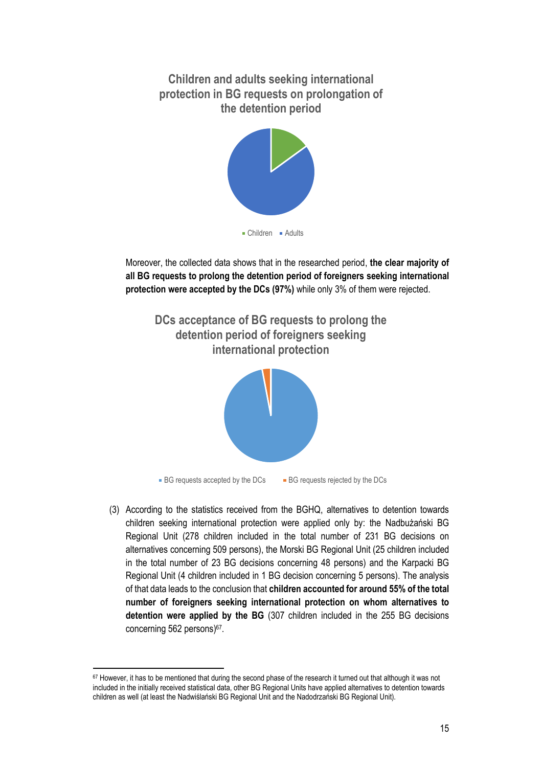**Children and adults seeking international protection in BG requests on prolongation of the detention period**

Children ■ Adults

Moreover, the collected data shows that in the researched period, **the clear majority of all BG requests to prolong the detention period of foreigners seeking international protection were accepted by the DCs (97%)** while only 3% of them were rejected.

**DCs acceptance of BG requests to prolong the detention period of foreigners seeking international protection**

■ BG requests accepted by the DCs ■ BG requests rejected by the DCs

(3) According to the statistics received from the BGHQ, alternatives to detention towards children seeking international protection were applied only by: the Nadbużański BG Regional Unit (278 children included in the total number of 231 BG decisions on alternatives concerning 509 persons), the Morski BG Regional Unit (25 children included in the total number of 23 BG decisions concerning 48 persons) and the Karpacki BG Regional Unit (4 children included in 1 BG decision concerning 5 persons). The analysis of that data leads to the conclusion that **children accounted for around 55% of the total number of foreigners seeking international protection on whom alternatives to detention were applied by the BG** (307 children included in the 255 BG decisions concerning 562 persons)[67].

[67] However, it has to be mentioned that during the second phase of the research it turned out that although it was not included in the initially received statistical data, other BG Regional Units have applied alternatives to detention towards children as well (at least the Nadwiślański BG Regional Unit and the Nadodrzański BG Regional Unit).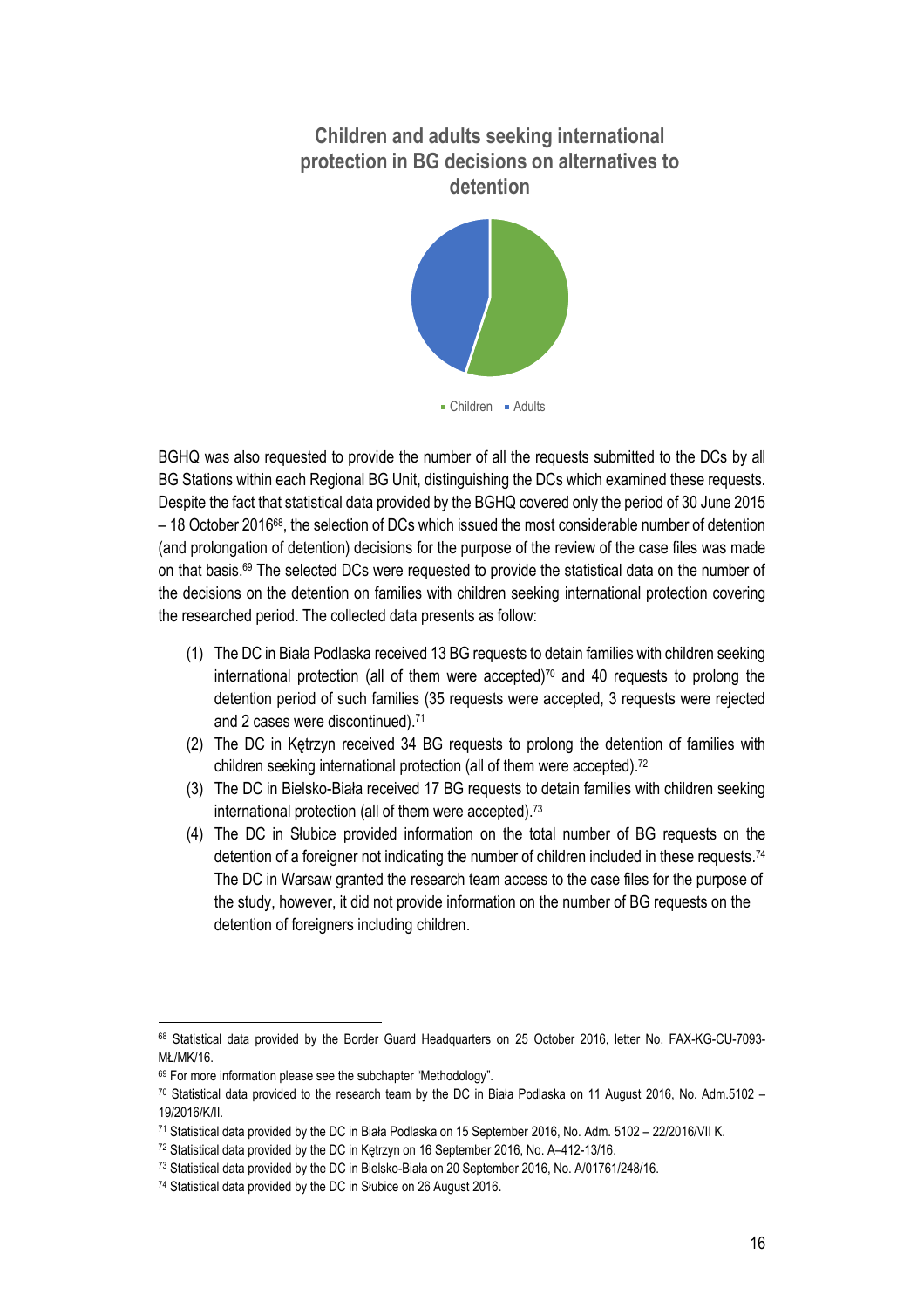**Children and adults seeking international protection in BG decisions on alternatives to detention**

Children ■ Adults

BGHQ was also requested to provide the number of all the requests submitted to the DCs by all BG Stations within each Regional BG Unit, distinguishing the DCs which examined these requests. Despite the fact that statistical data provided by the BGHQ covered only the period of 30 June 2015 – 18 October 2016[68], the selection of DCs which issued the most considerable number of detention (and prolongation of detention) decisions for the purpose of the review of the case files was made on that basis.[69] The selected DCs were requested to provide the statistical data on the number of the decisions on the detention on families with children seeking international protection covering the researched period. The collected data presents as follow:

(1) The DC in Biała Podlaska received 13 BG requests to detain families with children seeking international protection (all of them were accepted)[70] and 40 requests to prolong the detention period of such families (35 requests were accepted, 3 requests were rejected and 2 cases were discontinued).[71]
(2) The DC in Kętrzyn received 34 BG requests to prolong the detention of families with children seeking international protection (all of them were accepted).[72]
(3) The DC in Bielsko-Biała received 17 BG requests to detain families with children seeking international protection (all of them were accepted).[73]
(4) The DC in Słubice provided information on the total number of BG requests on the detention of a foreigner not indicating the number of children included in these requests.[74] The DC in Warsaw granted the research team access to the case files for the purpose of the study, however, it did not provide information on the number of BG requests on the detention of foreigners including children.

---

[68] Statistical data provided by the Border Guard Headquarters on 25 October 2016, letter No. FAX-KG-CU-7093-MŁ/MK/16.

[69] For more information please see the subchapter "Methodology".

[70] Statistical data provided to the research team by the DC in Biała Podlaska on 11 August 2016, No. Adm.5102 – 19/2016/K/II.

[71] Statistical data provided by the DC in Biała Podlaska on 15 September 2016, No. Adm. 5102 – 22/2016/VII K.

[72] Statistical data provided by the DC in Kętrzyn on 16 September 2016, No. A–412-13/16.

[73] Statistical data provided by the DC in Bielsko-Biała on 20 September 2016, No. A/01761/248/16.

[74] Statistical data provided by the DC in Słubice on 26 August 2016.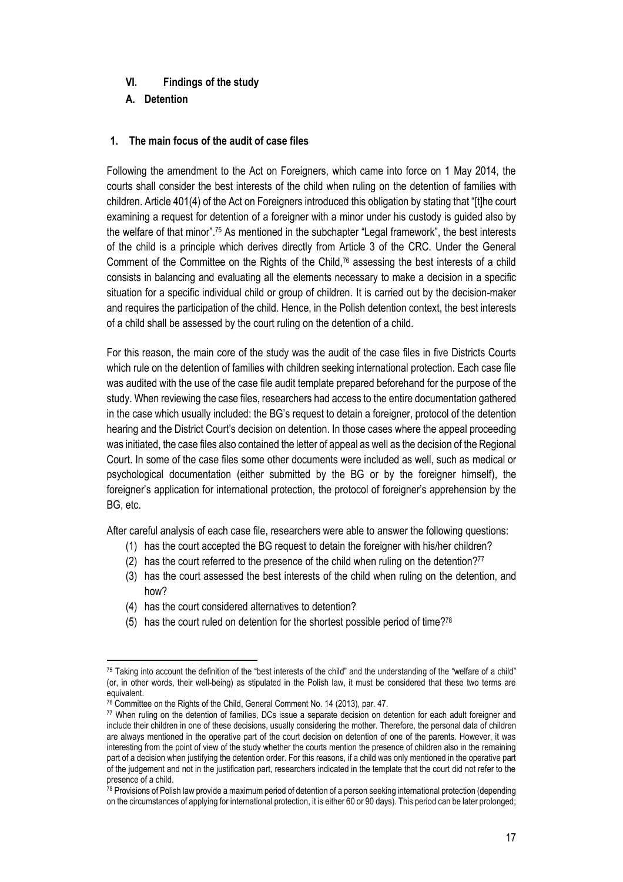## VI. Findings of the study

### A. Detention

#### 1. The main focus of the audit of case files

Following the amendment to the Act on Foreigners, which came into force on 1 May 2014, the courts shall consider the best interests of the child when ruling on the detention of families with children. Article 401(4) of the Act on Foreigners introduced this obligation by stating that "[t]he court examining a request for detention of a foreigner with a minor under his custody is guided also by the welfare of that minor".[75] As mentioned in the subchapter "Legal framework", the best interests of the child is a principle which derives directly from Article 3 of the CRC. Under the General Comment of the Committee on the Rights of the Child,[76] assessing the best interests of a child consists in balancing and evaluating all the elements necessary to make a decision in a specific situation for a specific individual child or group of children. It is carried out by the decision-maker and requires the participation of the child. Hence, in the Polish detention context, the best interests of a child shall be assessed by the court ruling on the detention of a child.

For this reason, the main core of the study was the audit of the case files in five Districts Courts which rule on the detention of families with children seeking international protection. Each case file was audited with the use of the case file audit template prepared beforehand for the purpose of the study. When reviewing the case files, researchers had access to the entire documentation gathered in the case which usually included: the BG's request to detain a foreigner, protocol of the detention hearing and the District Court's decision on detention. In those cases where the appeal proceeding was initiated, the case files also contained the letter of appeal as well as the decision of the Regional Court. In some of the case files some other documents were included as well, such as medical or psychological documentation (either submitted by the BG or by the foreigner himself), the foreigner's application for international protection, the protocol of foreigner's apprehension by the BG, etc.

After careful analysis of each case file, researchers were able to answer the following questions:

(1) has the court accepted the BG request to detain the foreigner with his/her children?
(2) has the court referred to the presence of the child when ruling on the detention?[77]
(3) has the court assessed the best interests of the child when ruling on the detention, and how?
(4) has the court considered alternatives to detention?
(5) has the court ruled on detention for the shortest possible period of time?[78]

---

[75] Taking into account the definition of the "best interests of the child" and the understanding of the "welfare of a child" (or, in other words, their well-being) as stipulated in the Polish law, it must be considered that these two terms are equivalent.

[76] Committee on the Rights of the Child, General Comment No. 14 (2013), par. 47.

[77] When ruling on the detention of families, DCs issue a separate decision on detention for each adult foreigner and include their children in one of these decisions, usually considering the mother. Therefore, the personal data of children are always mentioned in the operative part of the court decision on detention of one of the parents. However, it was interesting from the point of view of the study whether the courts mention the presence of children also in the remaining part of a decision when justifying the detention order. For this reasons, if a child was only mentioned in the operative part of the judgement and not in the justification part, researchers indicated in the template that the court did not refer to the presence of a child.

[78] Provisions of Polish law provide a maximum period of detention of a person seeking international protection (depending on the circumstances of applying for international protection, it is either 60 or 90 days). This period can be later prolonged;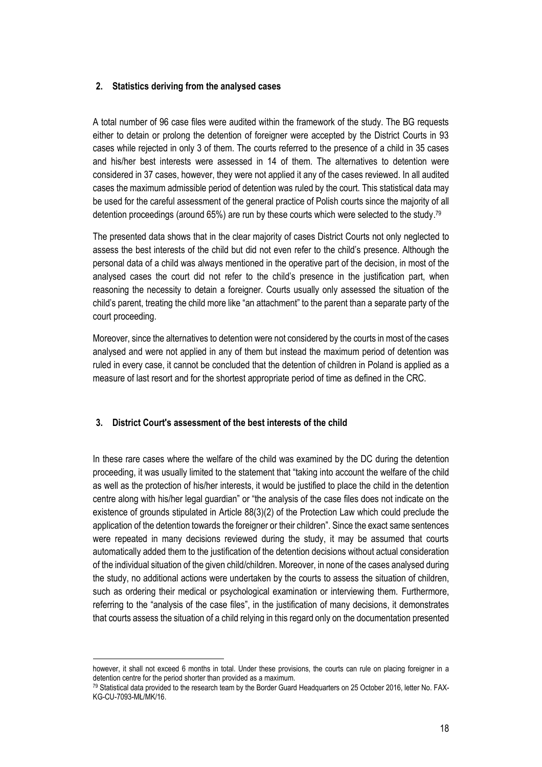## 2. Statistics deriving from the analysed cases

A total number of 96 case files were audited within the framework of the study. The BG requests either to detain or prolong the detention of foreigner were accepted by the District Courts in 93 cases while rejected in only 3 of them. The courts referred to the presence of a child in 35 cases and his/her best interests were assessed in 14 of them. The alternatives to detention were considered in 37 cases, however, they were not applied it any of the cases reviewed. In all audited cases the maximum admissible period of detention was ruled by the court. This statistical data may be used for the careful assessment of the general practice of Polish courts since the majority of all detention proceedings (around 65%) are run by these courts which were selected to the study.[79]

The presented data shows that in the clear majority of cases District Courts not only neglected to assess the best interests of the child but did not even refer to the child's presence. Although the personal data of a child was always mentioned in the operative part of the decision, in most of the analysed cases the court did not refer to the child's presence in the justification part, when reasoning the necessity to detain a foreigner. Courts usually only assessed the situation of the child's parent, treating the child more like "an attachment" to the parent than a separate party of the court proceeding.

Moreover, since the alternatives to detention were not considered by the courts in most of the cases analysed and were not applied in any of them but instead the maximum period of detention was ruled in every case, it cannot be concluded that the detention of children in Poland is applied as a measure of last resort and for the shortest appropriate period of time as defined in the CRC.

## 3. District Court's assessment of the best interests of the child

In these rare cases where the welfare of the child was examined by the DC during the detention proceeding, it was usually limited to the statement that "taking into account the welfare of the child as well as the protection of his/her interests, it would be justified to place the child in the detention centre along with his/her legal guardian" or "the analysis of the case files does not indicate on the existence of grounds stipulated in Article 88(3)(2) of the Protection Law which could preclude the application of the detention towards the foreigner or their children". Since the exact same sentences were repeated in many decisions reviewed during the study, it may be assumed that courts automatically added them to the justification of the detention decisions without actual consideration of the individual situation of the given child/children. Moreover, in none of the cases analysed during the study, no additional actions were undertaken by the courts to assess the situation of children, such as ordering their medical or psychological examination or interviewing them. Furthermore, referring to the "analysis of the case files", in the justification of many decisions, it demonstrates that courts assess the situation of a child relying in this regard only on the documentation presented

---

however, it shall not exceed 6 months in total. Under these provisions, the courts can rule on placing foreigner in a detention centre for the period shorter than provided as a maximum.

[79] Statistical data provided to the research team by the Border Guard Headquarters on 25 October 2016, letter No. FAX-KG-CU-7093-MŁ/MK/16.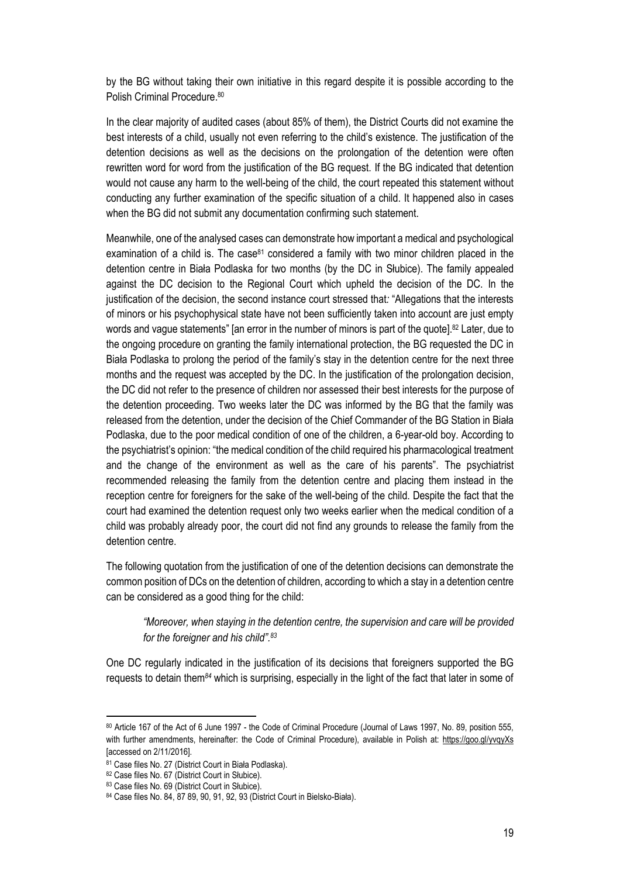by the BG without taking their own initiative in this regard despite it is possible according to the Polish Criminal Procedure.[80]

In the clear majority of audited cases (about 85% of them), the District Courts did not examine the best interests of a child, usually not even referring to the child's existence. The justification of the detention decisions as well as the decisions on the prolongation of the detention were often rewritten word for word from the justification of the BG request. If the BG indicated that detention would not cause any harm to the well-being of the child, the court repeated this statement without conducting any further examination of the specific situation of a child. It happened also in cases when the BG did not submit any documentation confirming such statement.

Meanwhile, one of the analysed cases can demonstrate how important a medical and psychological examination of a child is. The case[81] considered a family with two minor children placed in the detention centre in Biała Podlaska for two months (by the DC in Słubice). The family appealed against the DC decision to the Regional Court which upheld the decision of the DC. In the justification of the decision, the second instance court stressed that: "Allegations that the interests of minors or his psychophysical state have not been sufficiently taken into account are just empty words and vague statements" [an error in the number of minors is part of the quote].[82] Later, due to the ongoing procedure on granting the family international protection, the BG requested the DC in Biała Podlaska to prolong the period of the family's stay in the detention centre for the next three months and the request was accepted by the DC. In the justification of the prolongation decision, the DC did not refer to the presence of children nor assessed their best interests for the purpose of the detention proceeding. Two weeks later the DC was informed by the BG that the family was released from the detention, under the decision of the Chief Commander of the BG Station in Biała Podlaska, due to the poor medical condition of one of the children, a 6-year-old boy. According to the psychiatrist's opinion: "the medical condition of the child required his pharmacological treatment and the change of the environment as well as the care of his parents". The psychiatrist recommended releasing the family from the detention centre and placing them instead in the reception centre for foreigners for the sake of the well-being of the child. Despite the fact that the court had examined the detention request only two weeks earlier when the medical condition of a child was probably already poor, the court did not find any grounds to release the family from the detention centre.

The following quotation from the justification of one of the detention decisions can demonstrate the common position of DCs on the detention of children, according to which a stay in a detention centre can be considered as a good thing for the child:

> *"Moreover, when staying in the detention centre, the supervision and care will be provided for the foreigner and his child".[83]*

One DC regularly indicated in the justification of its decisions that foreigners supported the BG requests to detain them[84] which is surprising, especially in the light of the fact that later in some of

---

[80] Article 167 of the Act of 6 June 1997 - the Code of Criminal Procedure (Journal of Laws 1997, No. 89, position 555, with further amendments, hereinafter: the Code of Criminal Procedure), available in Polish at: https://goo.gl/yvqyXs [accessed on 2/11/2016].

[81] Case files No. 27 (District Court in Biała Podlaska).

[82] Case files No. 67 (District Court in Słubice).

[83] Case files No. 69 (District Court in Słubice).

[84] Case files No. 84, 87 89, 90, 91, 92, 93 (District Court in Bielsko-Biała).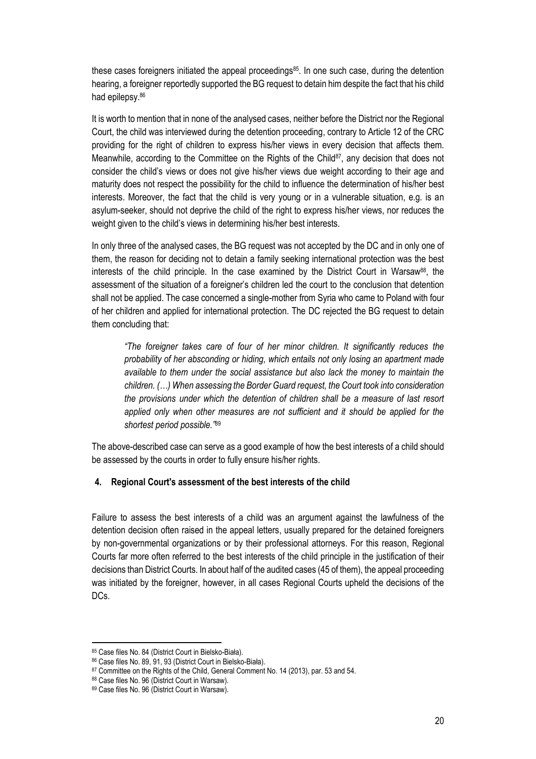these cases foreigners initiated the appeal proceedings[85]. In one such case, during the detention hearing, a foreigner reportedly supported the BG request to detain him despite the fact that his child had epilepsy.[86]

It is worth to mention that in none of the analysed cases, neither before the District nor the Regional Court, the child was interviewed during the detention proceeding, contrary to Article 12 of the CRC providing for the right of children to express his/her views in every decision that affects them. Meanwhile, according to the Committee on the Rights of the Child[87], any decision that does not consider the child's views or does not give his/her views due weight according to their age and maturity does not respect the possibility for the child to influence the determination of his/her best interests. Moreover, the fact that the child is very young or in a vulnerable situation, e.g. is an asylum-seeker, should not deprive the child of the right to express his/her views, nor reduces the weight given to the child's views in determining his/her best interests.

In only three of the analysed cases, the BG request was not accepted by the DC and in only one of them, the reason for deciding not to detain a family seeking international protection was the best interests of the child principle. In the case examined by the District Court in Warsaw[88], the assessment of the situation of a foreigner's children led the court to the conclusion that detention shall not be applied. The case concerned a single-mother from Syria who came to Poland with four of her children and applied for international protection. The DC rejected the BG request to detain them concluding that:

> *"The foreigner takes care of four of her minor children. It significantly reduces the probability of her absconding or hiding, which entails not only losing an apartment made available to them under the social assistance but also lack the money to maintain the children. (…) When assessing the Border Guard request, the Court took into consideration the provisions under which the detention of children shall be a measure of last resort applied only when other measures are not sufficient and it should be applied for the shortest period possible."*[89]

The above-described case can serve as a good example of how the best interests of a child should be assessed by the courts in order to fully ensure his/her rights.

### 4. Regional Court's assessment of the best interests of the child

Failure to assess the best interests of a child was an argument against the lawfulness of the detention decision often raised in the appeal letters, usually prepared for the detained foreigners by non-governmental organizations or by their professional attorneys. For this reason, Regional Courts far more often referred to the best interests of the child principle in the justification of their decisions than District Courts. In about half of the audited cases (45 of them), the appeal proceeding was initiated by the foreigner, however, in all cases Regional Courts upheld the decisions of the DCs.

---

[85] Case files No. 84 (District Court in Bielsko-Biała).

[86] Case files No. 89, 91, 93 (District Court in Bielsko-Biała).

[87] Committee on the Rights of the Child, General Comment No. 14 (2013), par. 53 and 54.

[88] Case files No. 96 (District Court in Warsaw).

[89] Case files No. 96 (District Court in Warsaw).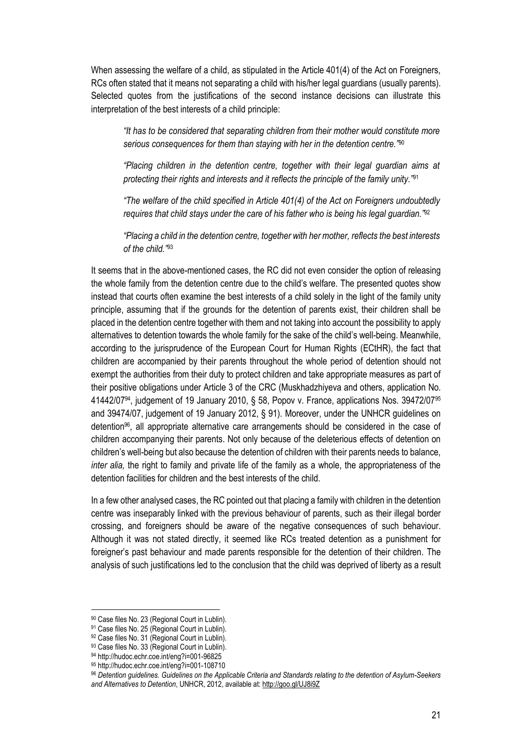When assessing the welfare of a child, as stipulated in the Article 401(4) of the Act on Foreigners, RCs often stated that it means not separating a child with his/her legal guardians (usually parents). Selected quotes from the justifications of the second instance decisions can illustrate this interpretation of the best interests of a child principle:

> *"It has to be considered that separating children from their mother would constitute more serious consequences for them than staying with her in the detention centre."*[90]
>
> *"Placing children in the detention centre, together with their legal guardian aims at protecting their rights and interests and it reflects the principle of the family unity."*[91]
>
> *"The welfare of the child specified in Article 401(4) of the Act on Foreigners undoubtedly requires that child stays under the care of his father who is being his legal guardian."*[92]
>
> *"Placing a child in the detention centre, together with her mother, reflects the best interests of the child."*[93]

It seems that in the above-mentioned cases, the RC did not even consider the option of releasing the whole family from the detention centre due to the child's welfare. The presented quotes show instead that courts often examine the best interests of a child solely in the light of the family unity principle, assuming that if the grounds for the detention of parents exist, their children shall be placed in the detention centre together with them and not taking into account the possibility to apply alternatives to detention towards the whole family for the sake of the child's well-being. Meanwhile, according to the jurisprudence of the European Court for Human Rights (ECtHR), the fact that children are accompanied by their parents throughout the whole period of detention should not exempt the authorities from their duty to protect children and take appropriate measures as part of their positive obligations under Article 3 of the CRC (Muskhadzhiyeva and others, application No. 41442/07[94], judgement of 19 January 2010, § 58, Popov v. France, applications Nos. 39472/07[95] and 39474/07, judgement of 19 January 2012, § 91). Moreover, under the UNHCR guidelines on detention[96], all appropriate alternative care arrangements should be considered in the case of children accompanying their parents. Not only because of the deleterious effects of detention on children's well-being but also because the detention of children with their parents needs to balance, *inter alia,* the right to family and private life of the family as a whole, the appropriateness of the detention facilities for children and the best interests of the child.

In a few other analysed cases, the RC pointed out that placing a family with children in the detention centre was inseparably linked with the previous behaviour of parents, such as their illegal border crossing, and foreigners should be aware of the negative consequences of such behaviour. Although it was not stated directly, it seemed like RCs treated detention as a punishment for foreigner's past behaviour and made parents responsible for the detention of their children. The analysis of such justifications led to the conclusion that the child was deprived of liberty as a result

---

[90] Case files No. 23 (Regional Court in Lublin).

[91] Case files No. 25 (Regional Court in Lublin).

[92] Case files No. 31 (Regional Court in Lublin).

[93] Case files No. 33 (Regional Court in Lublin).

[94] http://hudoc.echr.coe.int/eng?i=001-96825

[95] http://hudoc.echr.coe.int/eng?i=001-108710

[96] *Detention guidelines. Guidelines on the Applicable Criteria and Standards relating to the detention of Asylum-Seekers and Alternatives to Detention*, UNHCR, 2012, available at: http://goo.gl/UJ8i9Z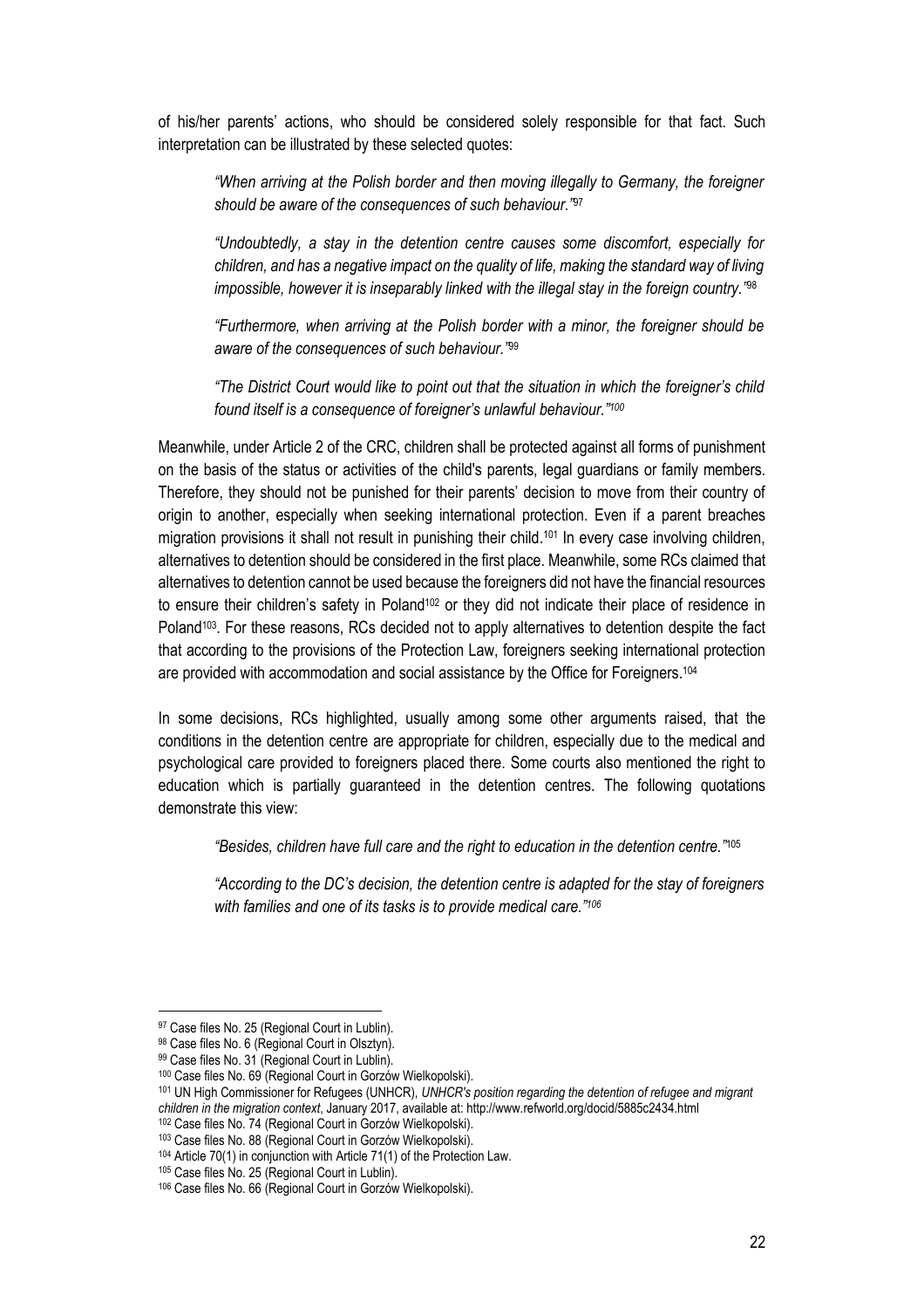of his/her parents' actions, who should be considered solely responsible for that fact. Such interpretation can be illustrated by these selected quotes:

> *"When arriving at the Polish border and then moving illegally to Germany, the foreigner should be aware of the consequences of such behaviour."*[97]

> *"Undoubtedly, a stay in the detention centre causes some discomfort, especially for children, and has a negative impact on the quality of life, making the standard way of living impossible, however it is inseparably linked with the illegal stay in the foreign country."*[98]

> *"Furthermore, when arriving at the Polish border with a minor, the foreigner should be aware of the consequences of such behaviour."*[99]

> *"The District Court would like to point out that the situation in which the foreigner's child found itself is a consequence of foreigner's unlawful behaviour."*[100]

Meanwhile, under Article 2 of the CRC, children shall be protected against all forms of punishment on the basis of the status or activities of the child's parents, legal guardians or family members. Therefore, they should not be punished for their parents' decision to move from their country of origin to another, especially when seeking international protection. Even if a parent breaches migration provisions it shall not result in punishing their child.[101] In every case involving children, alternatives to detention should be considered in the first place. Meanwhile, some RCs claimed that alternatives to detention cannot be used because the foreigners did not have the financial resources to ensure their children's safety in Poland[102] or they did not indicate their place of residence in Poland[103]. For these reasons, RCs decided not to apply alternatives to detention despite the fact that according to the provisions of the Protection Law, foreigners seeking international protection are provided with accommodation and social assistance by the Office for Foreigners.[104]

In some decisions, RCs highlighted, usually among some other arguments raised, that the conditions in the detention centre are appropriate for children, especially due to the medical and psychological care provided to foreigners placed there. Some courts also mentioned the right to education which is partially guaranteed in the detention centres. The following quotations demonstrate this view:

> *"Besides, children have full care and the right to education in the detention centre."*[105]

> *"According to the DC's decision, the detention centre is adapted for the stay of foreigners with families and one of its tasks is to provide medical care."*[106]

---

[97] Case files No. 25 (Regional Court in Lublin).

[98] Case files No. 6 (Regional Court in Olsztyn).

[99] Case files No. 31 (Regional Court in Lublin).

[100] Case files No. 69 (Regional Court in Gorzów Wielkopolski).

[101] UN High Commissioner for Refugees (UNHCR), *UNHCR's position regarding the detention of refugee and migrant children in the migration context*, January 2017, available at: http://www.refworld.org/docid/5885c2434.html

[102] Case files No. 74 (Regional Court in Gorzów Wielkopolski).

[103] Case files No. 88 (Regional Court in Gorzów Wielkopolski).

[104] Article 70(1) in conjunction with Article 71(1) of the Protection Law.

[105] Case files No. 25 (Regional Court in Lublin).

[106] Case files No. 66 (Regional Court in Gorzów Wielkopolski).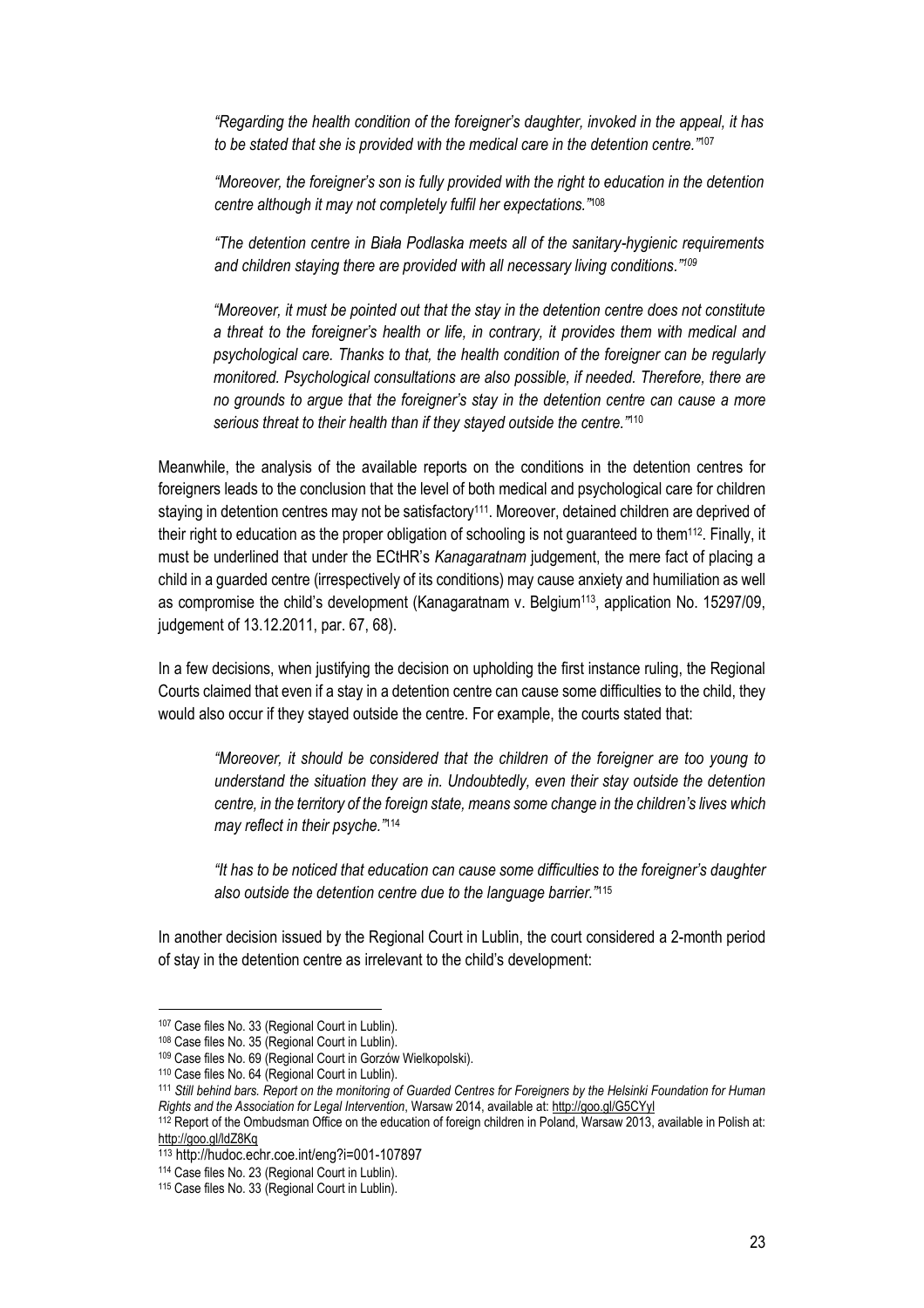> *"Regarding the health condition of the foreigner's daughter, invoked in the appeal, it has to be stated that she is provided with the medical care in the detention centre."*[107]

> *"Moreover, the foreigner's son is fully provided with the right to education in the detention centre although it may not completely fulfil her expectations."*[108]

> *"The detention centre in Biała Podlaska meets all of the sanitary-hygienic requirements and children staying there are provided with all necessary living conditions."*[109]

> *"Moreover, it must be pointed out that the stay in the detention centre does not constitute a threat to the foreigner's health or life, in contrary, it provides them with medical and psychological care. Thanks to that, the health condition of the foreigner can be regularly monitored. Psychological consultations are also possible, if needed. Therefore, there are no grounds to argue that the foreigner's stay in the detention centre can cause a more serious threat to their health than if they stayed outside the centre."*[110]

Meanwhile, the analysis of the available reports on the conditions in the detention centres for foreigners leads to the conclusion that the level of both medical and psychological care for children staying in detention centres may not be satisfactory[111]. Moreover, detained children are deprived of their right to education as the proper obligation of schooling is not guaranteed to them[112]. Finally, it must be underlined that under the ECtHR's *Kanagaratnam* judgement, the mere fact of placing a child in a guarded centre (irrespectively of its conditions) may cause anxiety and humiliation as well as compromise the child's development (Kanagaratnam v. Belgium[113], application No. 15297/09, judgement of 13.12.2011, par. 67, 68).

In a few decisions, when justifying the decision on upholding the first instance ruling, the Regional Courts claimed that even if a stay in a detention centre can cause some difficulties to the child, they would also occur if they stayed outside the centre. For example, the courts stated that:

> *"Moreover, it should be considered that the children of the foreigner are too young to understand the situation they are in. Undoubtedly, even their stay outside the detention centre, in the territory of the foreign state, means some change in the children's lives which may reflect in their psyche."*[114]

> *"It has to be noticed that education can cause some difficulties to the foreigner's daughter also outside the detention centre due to the language barrier."*[115]

In another decision issued by the Regional Court in Lublin, the court considered a 2-month period of stay in the detention centre as irrelevant to the child's development:

---

[107] Case files No. 33 (Regional Court in Lublin).

[108] Case files No. 35 (Regional Court in Lublin).

[109] Case files No. 69 (Regional Court in Gorzów Wielkopolski).

[110] Case files No. 64 (Regional Court in Lublin).

[111] *Still behind bars. Report on the monitoring of Guarded Centres for Foreigners by the Helsinki Foundation for Human Rights and the Association for Legal Intervention*, Warsaw 2014, available at: http://goo.gl/G5CYyl

[112] Report of the Ombudsman Office on the education of foreign children in Poland, Warsaw 2013, available in Polish at: http://goo.gl/ldZ8Kq

[113] http://hudoc.echr.coe.int/eng?i=001-107897

[114] Case files No. 23 (Regional Court in Lublin).

[115] Case files No. 33 (Regional Court in Lublin).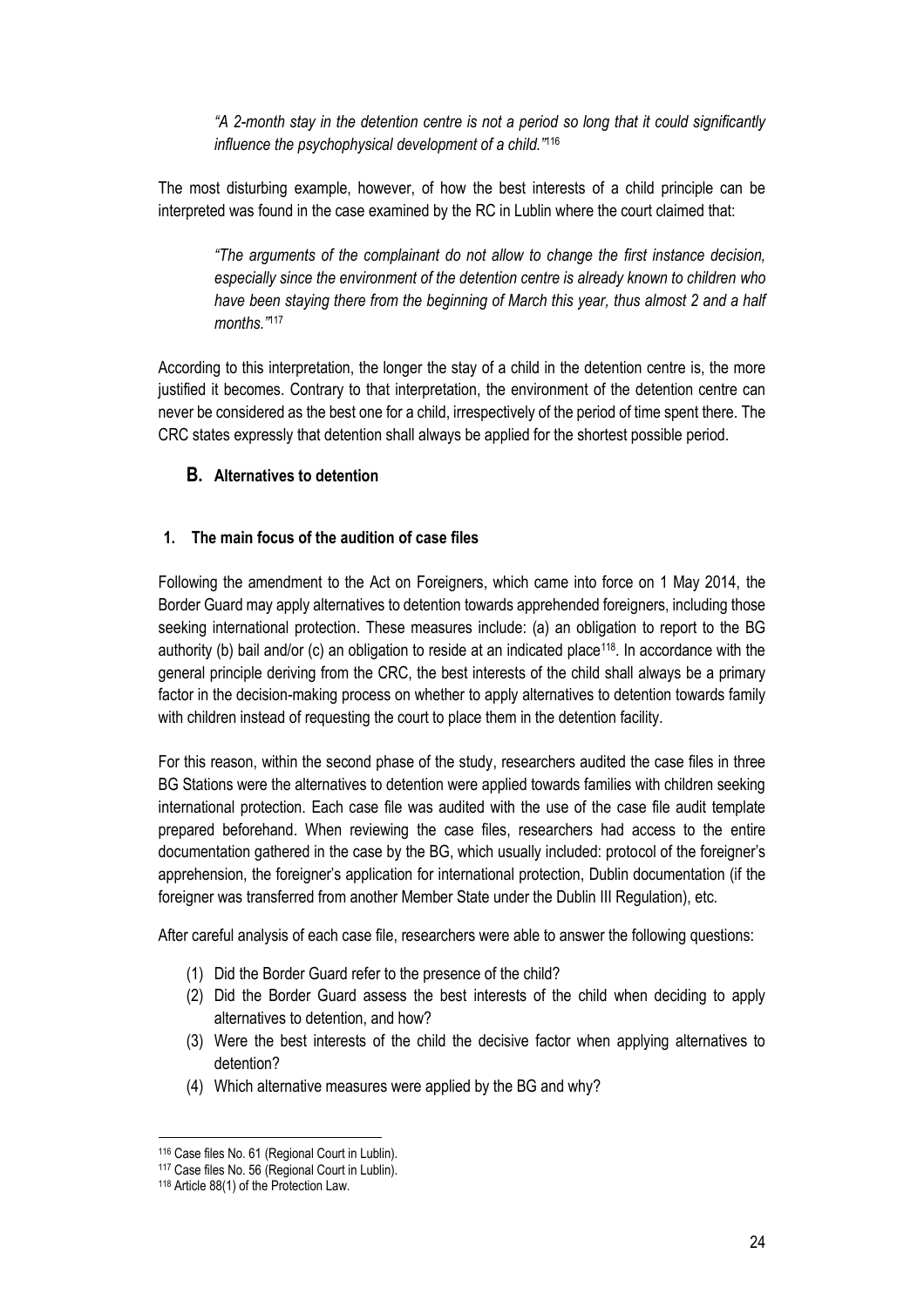> *"A 2-month stay in the detention centre is not a period so long that it could significantly influence the psychophysical development of a child."*[116]

The most disturbing example, however, of how the best interests of a child principle can be interpreted was found in the case examined by the RC in Lublin where the court claimed that:

> *"The arguments of the complainant do not allow to change the first instance decision, especially since the environment of the detention centre is already known to children who have been staying there from the beginning of March this year, thus almost 2 and a half months."*[117]

According to this interpretation, the longer the stay of a child in the detention centre is, the more justified it becomes. Contrary to that interpretation, the environment of the detention centre can never be considered as the best one for a child, irrespectively of the period of time spent there. The CRC states expressly that detention shall always be applied for the shortest possible period.

## B. Alternatives to detention

### 1. The main focus of the audition of case files

Following the amendment to the Act on Foreigners, which came into force on 1 May 2014, the Border Guard may apply alternatives to detention towards apprehended foreigners, including those seeking international protection. These measures include: (a) an obligation to report to the BG authority (b) bail and/or (c) an obligation to reside at an indicated place[118]. In accordance with the general principle deriving from the CRC, the best interests of the child shall always be a primary factor in the decision-making process on whether to apply alternatives to detention towards family with children instead of requesting the court to place them in the detention facility.

For this reason, within the second phase of the study, researchers audited the case files in three BG Stations were the alternatives to detention were applied towards families with children seeking international protection. Each case file was audited with the use of the case file audit template prepared beforehand. When reviewing the case files, researchers had access to the entire documentation gathered in the case by the BG, which usually included: protocol of the foreigner's apprehension, the foreigner's application for international protection, Dublin documentation (if the foreigner was transferred from another Member State under the Dublin III Regulation), etc.

After careful analysis of each case file, researchers were able to answer the following questions:

1. Did the Border Guard refer to the presence of the child?
2. Did the Border Guard assess the best interests of the child when deciding to apply alternatives to detention, and how?
3. Were the best interests of the child the decisive factor when applying alternatives to detention?
4. Which alternative measures were applied by the BG and why?

---

[116] Case files No. 61 (Regional Court in Lublin).

[117] Case files No. 56 (Regional Court in Lublin).

[118] Article 88(1) of the Protection Law.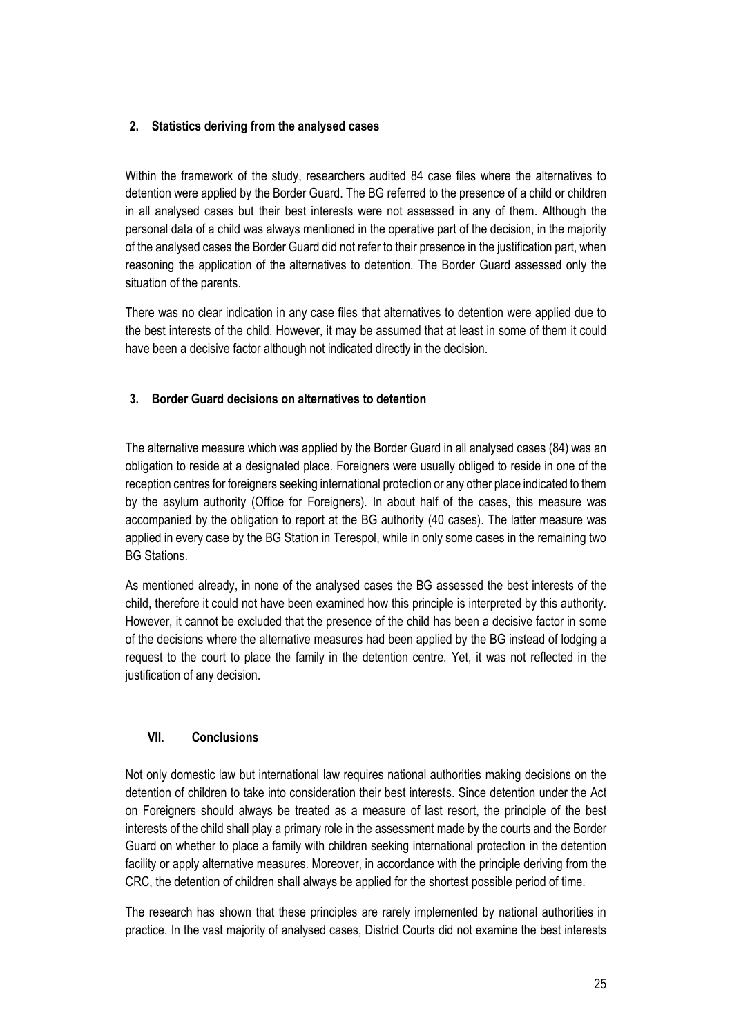## 2. Statistics deriving from the analysed cases

Within the framework of the study, researchers audited 84 case files where the alternatives to detention were applied by the Border Guard. The BG referred to the presence of a child or children in all analysed cases but their best interests were not assessed in any of them. Although the personal data of a child was always mentioned in the operative part of the decision, in the majority of the analysed cases the Border Guard did not refer to their presence in the justification part, when reasoning the application of the alternatives to detention. The Border Guard assessed only the situation of the parents.

There was no clear indication in any case files that alternatives to detention were applied due to the best interests of the child. However, it may be assumed that at least in some of them it could have been a decisive factor although not indicated directly in the decision.

## 3. Border Guard decisions on alternatives to detention

The alternative measure which was applied by the Border Guard in all analysed cases (84) was an obligation to reside at a designated place. Foreigners were usually obliged to reside in one of the reception centres for foreigners seeking international protection or any other place indicated to them by the asylum authority (Office for Foreigners). In about half of the cases, this measure was accompanied by the obligation to report at the BG authority (40 cases). The latter measure was applied in every case by the BG Station in Terespol, while in only some cases in the remaining two BG Stations.

As mentioned already, in none of the analysed cases the BG assessed the best interests of the child, therefore it could not have been examined how this principle is interpreted by this authority. However, it cannot be excluded that the presence of the child has been a decisive factor in some of the decisions where the alternative measures had been applied by the BG instead of lodging a request to the court to place the family in the detention centre. Yet, it was not reflected in the justification of any decision.

# VII. Conclusions

Not only domestic law but international law requires national authorities making decisions on the detention of children to take into consideration their best interests. Since detention under the Act on Foreigners should always be treated as a measure of last resort, the principle of the best interests of the child shall play a primary role in the assessment made by the courts and the Border Guard on whether to place a family with children seeking international protection in the detention facility or apply alternative measures. Moreover, in accordance with the principle deriving from the CRC, the detention of children shall always be applied for the shortest possible period of time.

The research has shown that these principles are rarely implemented by national authorities in practice. In the vast majority of analysed cases, District Courts did not examine the best interests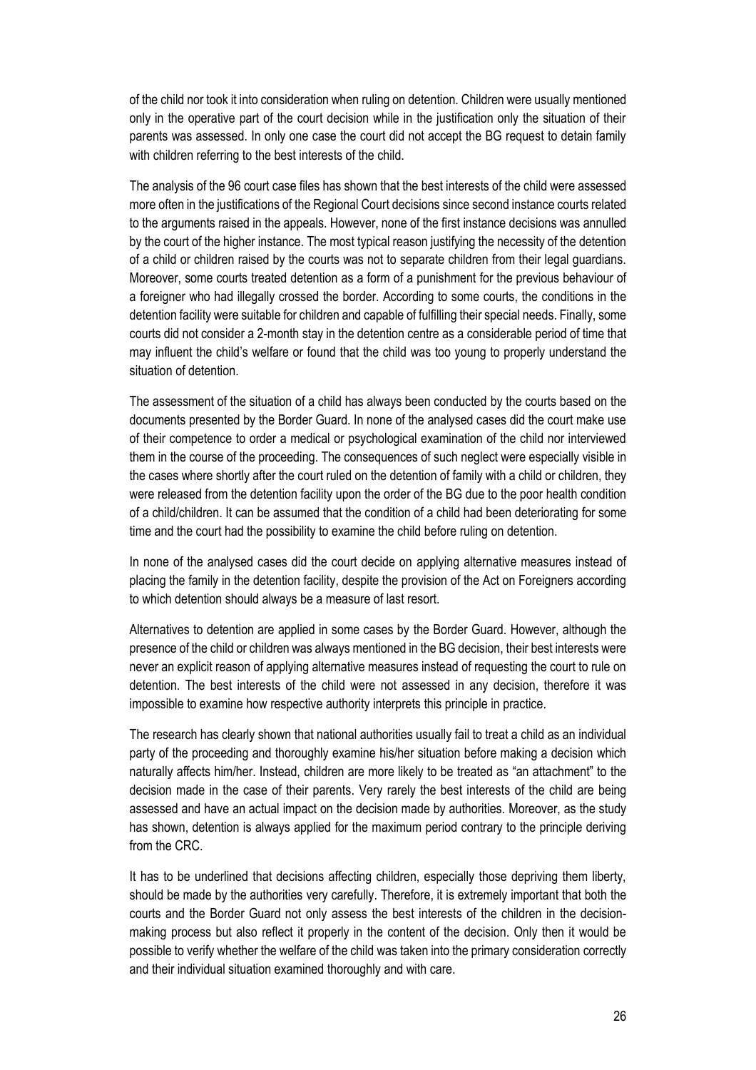of the child nor took it into consideration when ruling on detention. Children were usually mentioned only in the operative part of the court decision while in the justification only the situation of their parents was assessed. In only one case the court did not accept the BG request to detain family with children referring to the best interests of the child.

The analysis of the 96 court case files has shown that the best interests of the child were assessed more often in the justifications of the Regional Court decisions since second instance courts related to the arguments raised in the appeals. However, none of the first instance decisions was annulled by the court of the higher instance. The most typical reason justifying the necessity of the detention of a child or children raised by the courts was not to separate children from their legal guardians. Moreover, some courts treated detention as a form of a punishment for the previous behaviour of a foreigner who had illegally crossed the border. According to some courts, the conditions in the detention facility were suitable for children and capable of fulfilling their special needs. Finally, some courts did not consider a 2-month stay in the detention centre as a considerable period of time that may influent the child's welfare or found that the child was too young to properly understand the situation of detention.

The assessment of the situation of a child has always been conducted by the courts based on the documents presented by the Border Guard. In none of the analysed cases did the court make use of their competence to order a medical or psychological examination of the child nor interviewed them in the course of the proceeding. The consequences of such neglect were especially visible in the cases where shortly after the court ruled on the detention of family with a child or children, they were released from the detention facility upon the order of the BG due to the poor health condition of a child/children. It can be assumed that the condition of a child had been deteriorating for some time and the court had the possibility to examine the child before ruling on detention.

In none of the analysed cases did the court decide on applying alternative measures instead of placing the family in the detention facility, despite the provision of the Act on Foreigners according to which detention should always be a measure of last resort.

Alternatives to detention are applied in some cases by the Border Guard. However, although the presence of the child or children was always mentioned in the BG decision, their best interests were never an explicit reason of applying alternative measures instead of requesting the court to rule on detention. The best interests of the child were not assessed in any decision, therefore it was impossible to examine how respective authority interprets this principle in practice.

The research has clearly shown that national authorities usually fail to treat a child as an individual party of the proceeding and thoroughly examine his/her situation before making a decision which naturally affects him/her. Instead, children are more likely to be treated as "an attachment" to the decision made in the case of their parents. Very rarely the best interests of the child are being assessed and have an actual impact on the decision made by authorities. Moreover, as the study has shown, detention is always applied for the maximum period contrary to the principle deriving from the CRC.

It has to be underlined that decisions affecting children, especially those depriving them liberty, should be made by the authorities very carefully. Therefore, it is extremely important that both the courts and the Border Guard not only assess the best interests of the children in the decision-making process but also reflect it properly in the content of the decision. Only then it would be possible to verify whether the welfare of the child was taken into the primary consideration correctly and their individual situation examined thoroughly and with care.